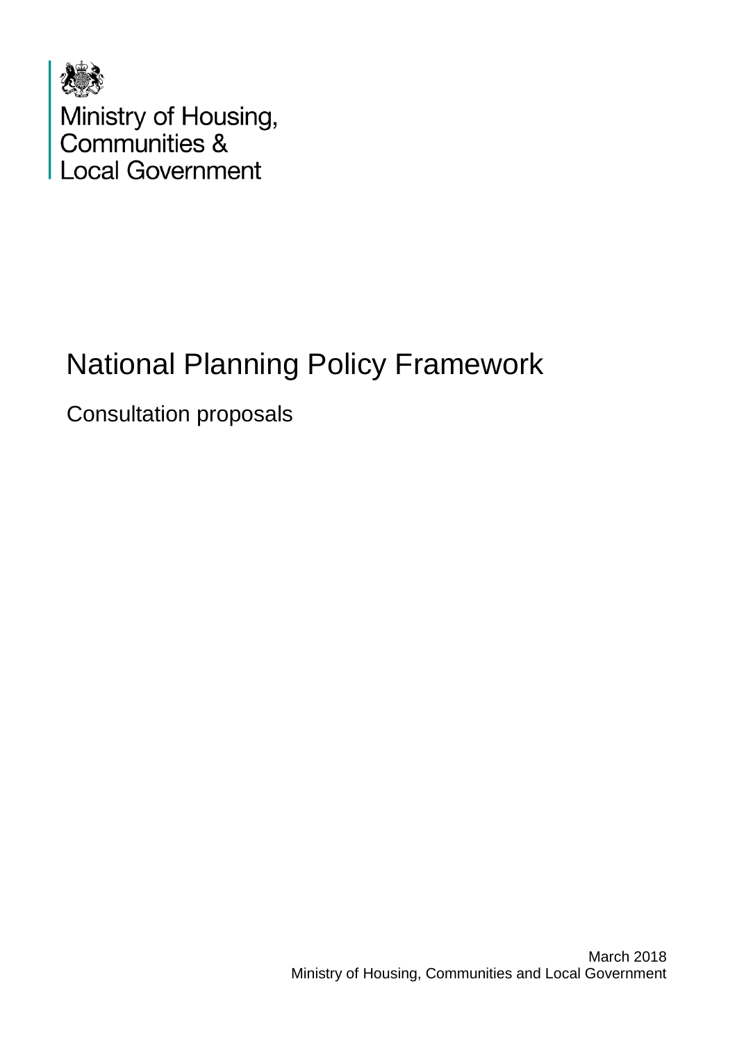Ministry of Housing,
Communities &
Local Government

# National Planning Policy Framework

Consultation proposals

March 2018
Ministry of Housing, Communities and Local Government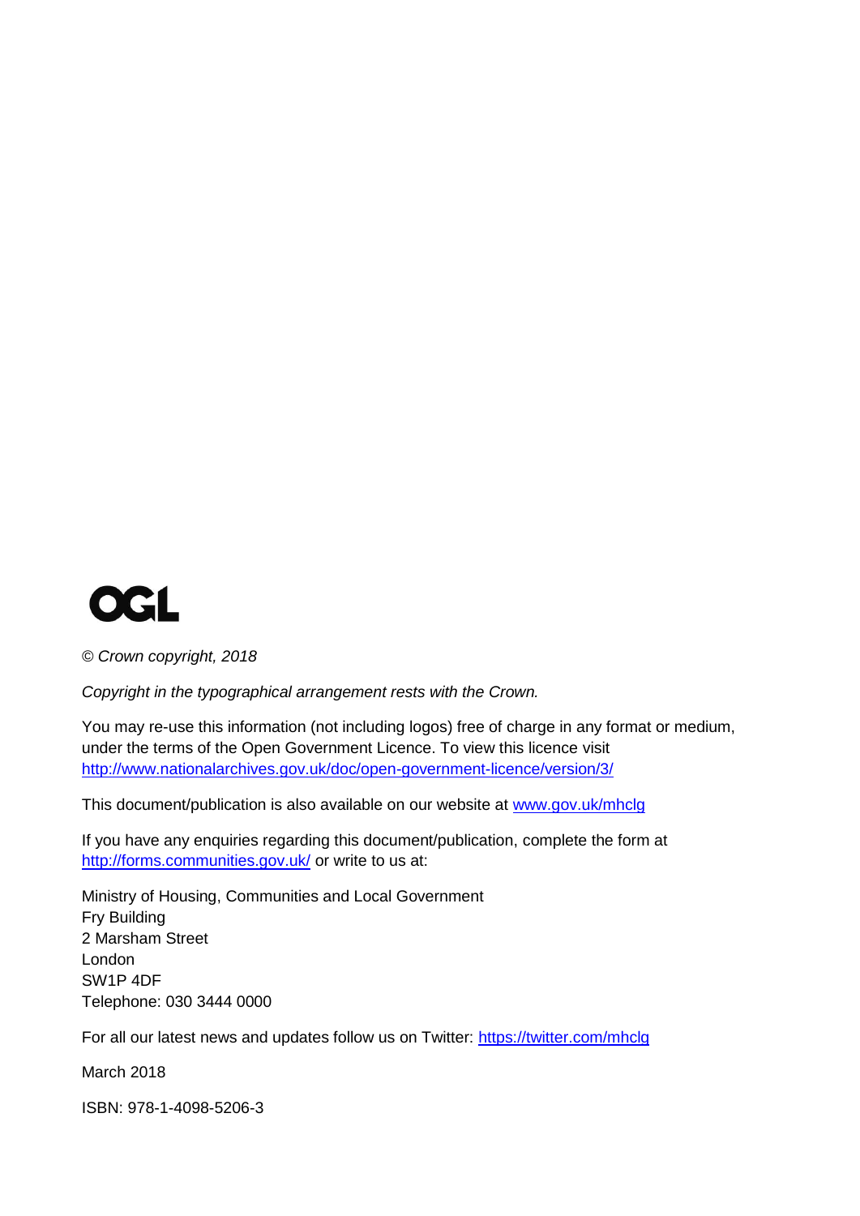OGL

*© Crown copyright, 2018*

*Copyright in the typographical arrangement rests with the Crown.*

You may re-use this information (not including logos) free of charge in any format or medium, under the terms of the Open Government Licence. To view this licence visit http://www.nationalarchives.gov.uk/doc/open-government-licence/version/3/

This document/publication is also available on our website at www.gov.uk/mhclg

If you have any enquiries regarding this document/publication, complete the form at http://forms.communities.gov.uk/ or write to us at:

Ministry of Housing, Communities and Local Government
Fry Building
2 Marsham Street
London
SW1P 4DF
Telephone: 030 3444 0000

For all our latest news and updates follow us on Twitter: https://twitter.com/mhclg

March 2018

ISBN: 978-1-4098-5206-3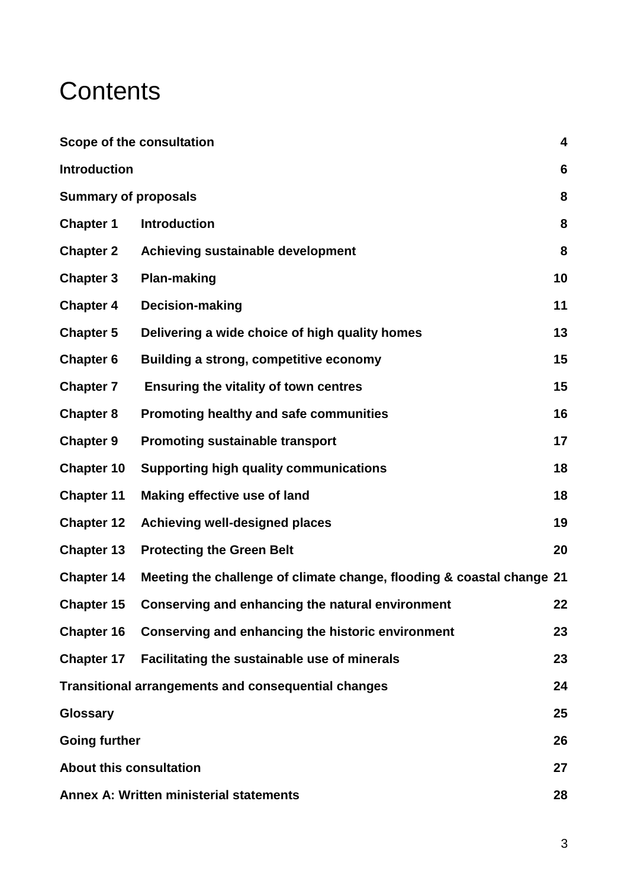# Contents

| | | |
|---|---|---|
| **Scope of the consultation** | | **4** |
| **Introduction** | | **6** |
| **Summary of proposals** | | **8** |
| **Chapter 1** | **Introduction** | **8** |
| **Chapter 2** | **Achieving sustainable development** | **8** |
| **Chapter 3** | **Plan-making** | **10** |
| **Chapter 4** | **Decision-making** | **11** |
| **Chapter 5** | **Delivering a wide choice of high quality homes** | **13** |
| **Chapter 6** | **Building a strong, competitive economy** | **15** |
| **Chapter 7** | **Ensuring the vitality of town centres** | **15** |
| **Chapter 8** | **Promoting healthy and safe communities** | **16** |
| **Chapter 9** | **Promoting sustainable transport** | **17** |
| **Chapter 10** | **Supporting high quality communications** | **18** |
| **Chapter 11** | **Making effective use of land** | **18** |
| **Chapter 12** | **Achieving well-designed places** | **19** |
| **Chapter 13** | **Protecting the Green Belt** | **20** |
| **Chapter 14** | **Meeting the challenge of climate change, flooding & coastal change** | **21** |
| **Chapter 15** | **Conserving and enhancing the natural environment** | **22** |
| **Chapter 16** | **Conserving and enhancing the historic environment** | **23** |
| **Chapter 17** | **Facilitating the sustainable use of minerals** | **23** |
| **Transitional arrangements and consequential changes** | | **24** |
| **Glossary** | | **25** |
| **Going further** | | **26** |
| **About this consultation** | | **27** |
| **Annex A: Written ministerial statements** | | **28** |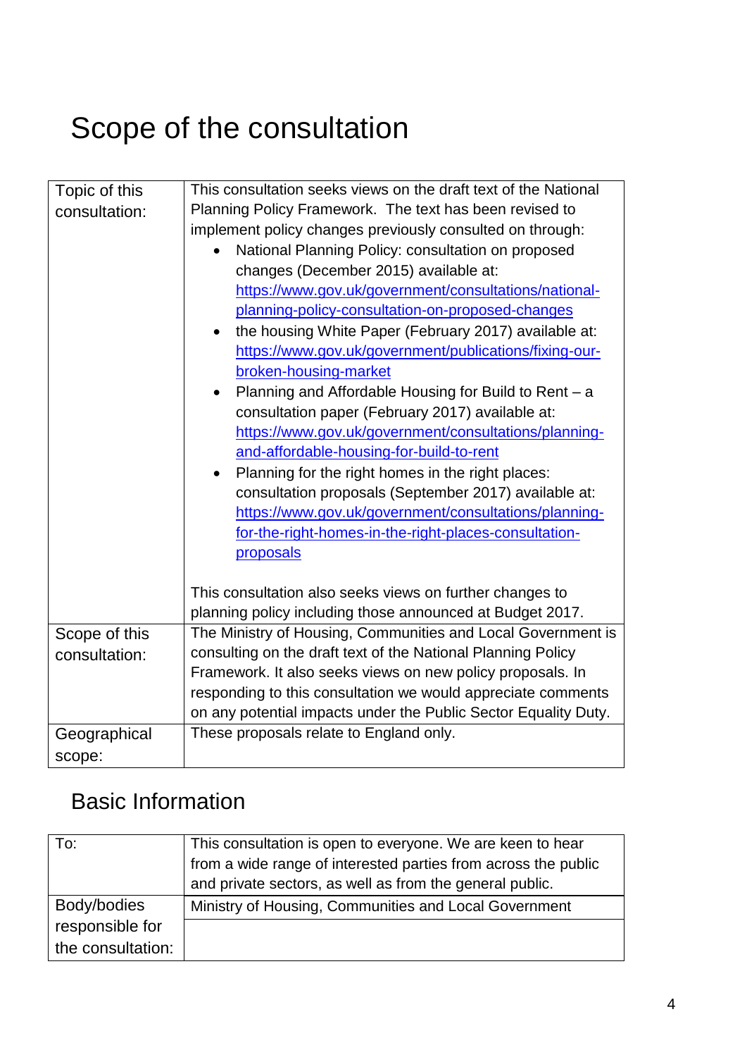# Scope of the consultation

| | |
|---|---|
| Topic of this consultation: | This consultation seeks views on the draft text of the National Planning Policy Framework. The text has been revised to implement policy changes previously consulted on through:<br>• National Planning Policy: consultation on proposed changes (December 2015) available at: https://www.gov.uk/government/consultations/national-planning-policy-consultation-on-proposed-changes<br>• the housing White Paper (February 2017) available at: https://www.gov.uk/government/publications/fixing-our-broken-housing-market<br>• Planning and Affordable Housing for Build to Rent – a consultation paper (February 2017) available at: https://www.gov.uk/government/consultations/planning-and-affordable-housing-for-build-to-rent<br>• Planning for the right homes in the right places: consultation proposals (September 2017) available at: https://www.gov.uk/government/consultations/planning-for-the-right-homes-in-the-right-places-consultation-proposals<br><br>This consultation also seeks views on further changes to planning policy including those announced at Budget 2017. |
| Scope of this consultation: | The Ministry of Housing, Communities and Local Government is consulting on the draft text of the National Planning Policy Framework. It also seeks views on new policy proposals. In responding to this consultation we would appreciate comments on any potential impacts under the Public Sector Equality Duty. |
| Geographical scope: | These proposals relate to England only. |

## Basic Information

| | |
|---|---|
| To: | This consultation is open to everyone. We are keen to hear from a wide range of interested parties from across the public and private sectors, as well as from the general public. |
| Body/bodies responsible for the consultation: | Ministry of Housing, Communities and Local Government |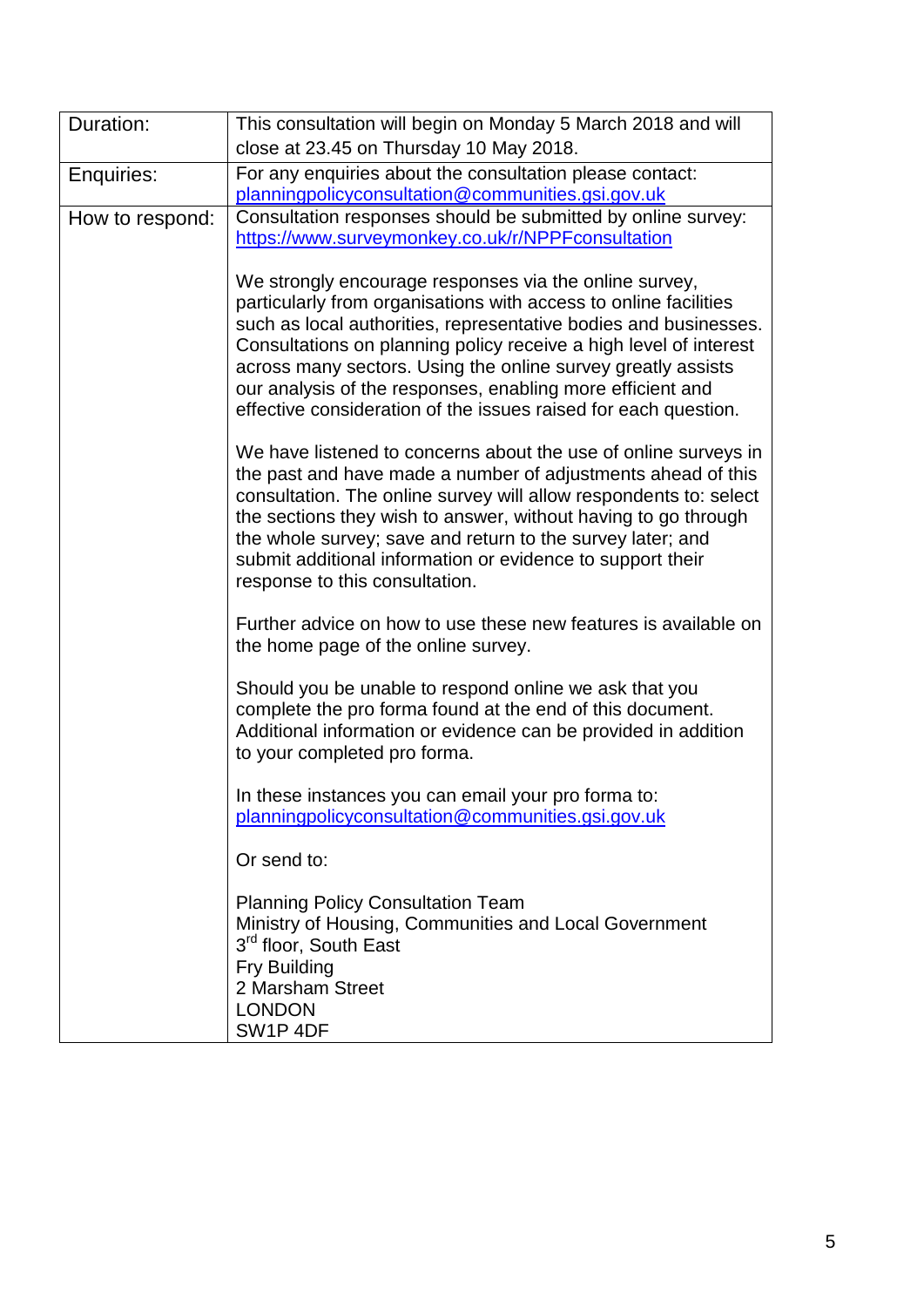| | |
|---|---|
| Duration: | This consultation will begin on Monday 5 March 2018 and will close at 23.45 on Thursday 10 May 2018. |
| Enquiries: | For any enquiries about the consultation please contact: planningpolicyconsultation@communities.gsi.gov.uk |
| How to respond: | Consultation responses should be submitted by online survey: https://www.surveymonkey.co.uk/r/NPPFconsultation<br><br>We strongly encourage responses via the online survey, particularly from organisations with access to online facilities such as local authorities, representative bodies and businesses. Consultations on planning policy receive a high level of interest across many sectors. Using the online survey greatly assists our analysis of the responses, enabling more efficient and effective consideration of the issues raised for each question.<br><br>We have listened to concerns about the use of online surveys in the past and have made a number of adjustments ahead of this consultation. The online survey will allow respondents to: select the sections they wish to answer, without having to go through the whole survey; save and return to the survey later; and submit additional information or evidence to support their response to this consultation.<br><br>Further advice on how to use these new features is available on the home page of the online survey.<br><br>Should you be unable to respond online we ask that you complete the pro forma found at the end of this document. Additional information or evidence can be provided in addition to your completed pro forma.<br><br>In these instances you can email your pro forma to: planningpolicyconsultation@communities.gsi.gov.uk<br><br>Or send to:<br><br>Planning Policy Consultation Team<br>Ministry of Housing, Communities and Local Government<br>3rd floor, South East<br>Fry Building<br>2 Marsham Street<br>LONDON<br>SW1P 4DF |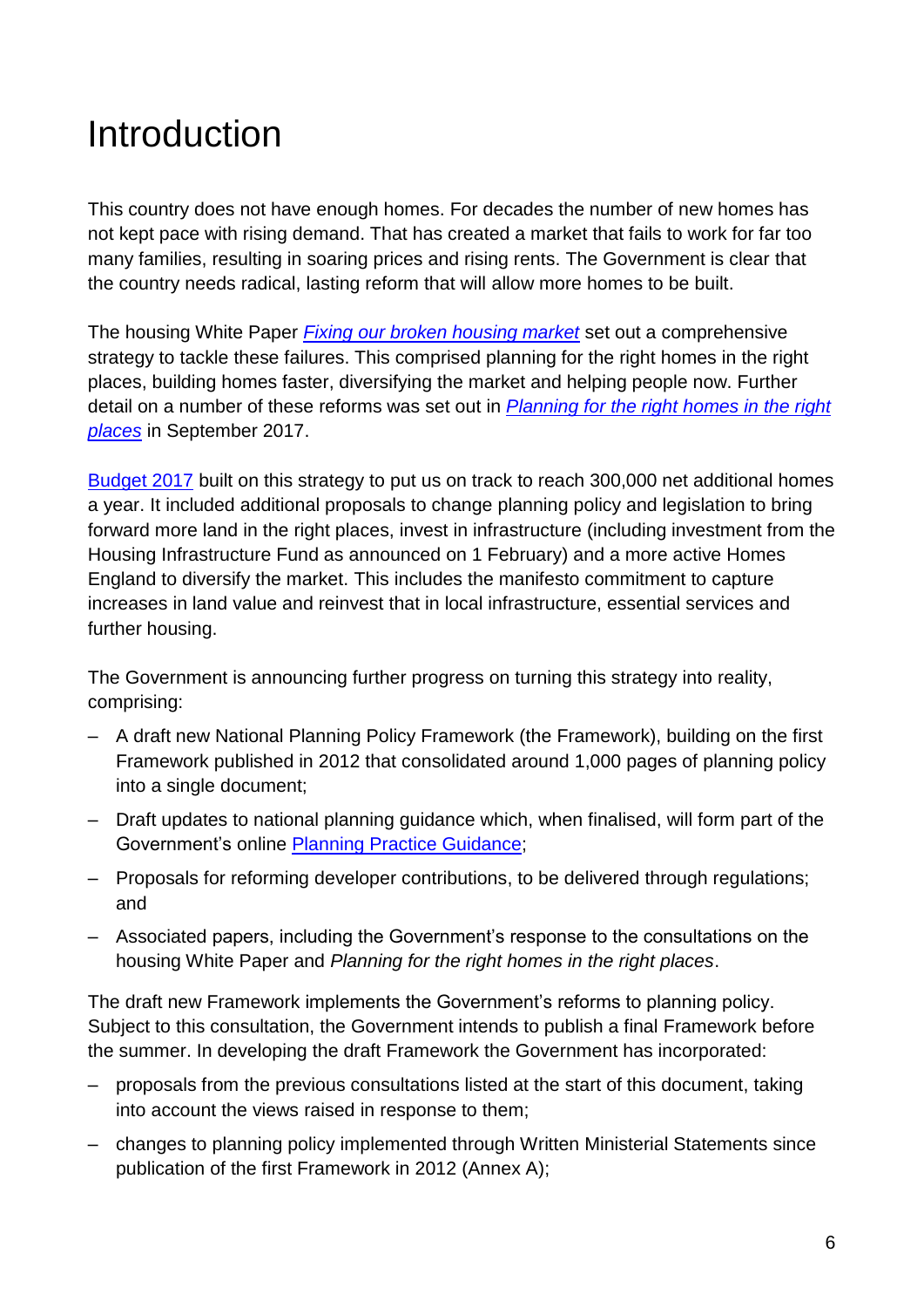# Introduction

This country does not have enough homes. For decades the number of new homes has not kept pace with rising demand. That has created a market that fails to work for far too many families, resulting in soaring prices and rising rents. The Government is clear that the country needs radical, lasting reform that will allow more homes to be built.

The housing White Paper *Fixing our broken housing market* set out a comprehensive strategy to tackle these failures. This comprised planning for the right homes in the right places, building homes faster, diversifying the market and helping people now. Further detail on a number of these reforms was set out in *Planning for the right homes in the right places* in September 2017.

Budget 2017 built on this strategy to put us on track to reach 300,000 net additional homes a year. It included additional proposals to change planning policy and legislation to bring forward more land in the right places, invest in infrastructure (including investment from the Housing Infrastructure Fund as announced on 1 February) and a more active Homes England to diversify the market. This includes the manifesto commitment to capture increases in land value and reinvest that in local infrastructure, essential services and further housing.

The Government is announcing further progress on turning this strategy into reality, comprising:

- A draft new National Planning Policy Framework (the Framework), building on the first Framework published in 2012 that consolidated around 1,000 pages of planning policy into a single document;
- Draft updates to national planning guidance which, when finalised, will form part of the Government's online Planning Practice Guidance;
- Proposals for reforming developer contributions, to be delivered through regulations; and
- Associated papers, including the Government's response to the consultations on the housing White Paper and *Planning for the right homes in the right places*.

The draft new Framework implements the Government's reforms to planning policy. Subject to this consultation, the Government intends to publish a final Framework before the summer. In developing the draft Framework the Government has incorporated:

- proposals from the previous consultations listed at the start of this document, taking into account the views raised in response to them;
- changes to planning policy implemented through Written Ministerial Statements since publication of the first Framework in 2012 (Annex A);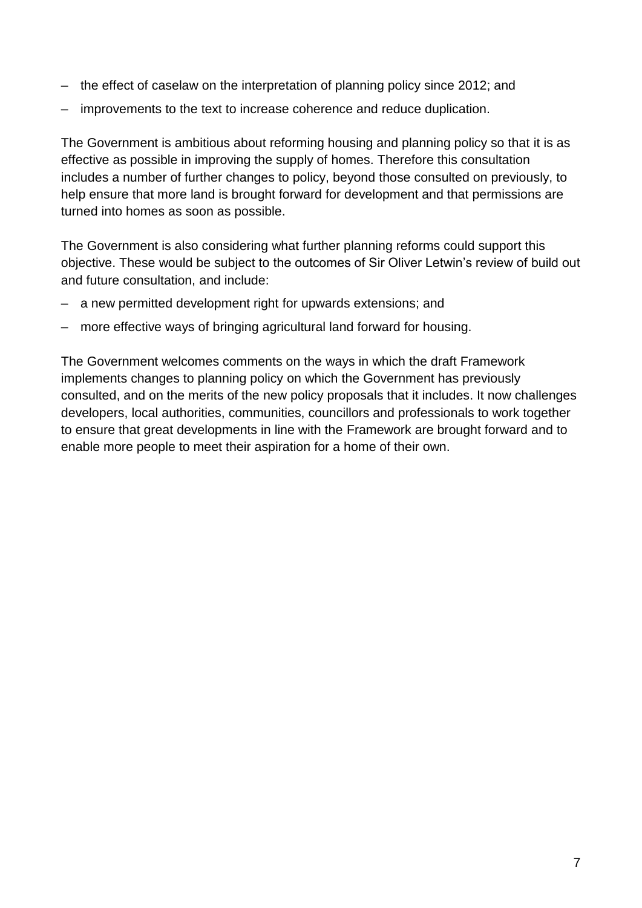– the effect of caselaw on the interpretation of planning policy since 2012; and
– improvements to the text to increase coherence and reduce duplication.

The Government is ambitious about reforming housing and planning policy so that it is as effective as possible in improving the supply of homes. Therefore this consultation includes a number of further changes to policy, beyond those consulted on previously, to help ensure that more land is brought forward for development and that permissions are turned into homes as soon as possible.

The Government is also considering what further planning reforms could support this objective. These would be subject to the outcomes of Sir Oliver Letwin's review of build out and future consultation, and include:

– a new permitted development right for upwards extensions; and
– more effective ways of bringing agricultural land forward for housing.

The Government welcomes comments on the ways in which the draft Framework implements changes to planning policy on which the Government has previously consulted, and on the merits of the new policy proposals that it includes. It now challenges developers, local authorities, communities, councillors and professionals to work together to ensure that great developments in line with the Framework are brought forward and to enable more people to meet their aspiration for a home of their own.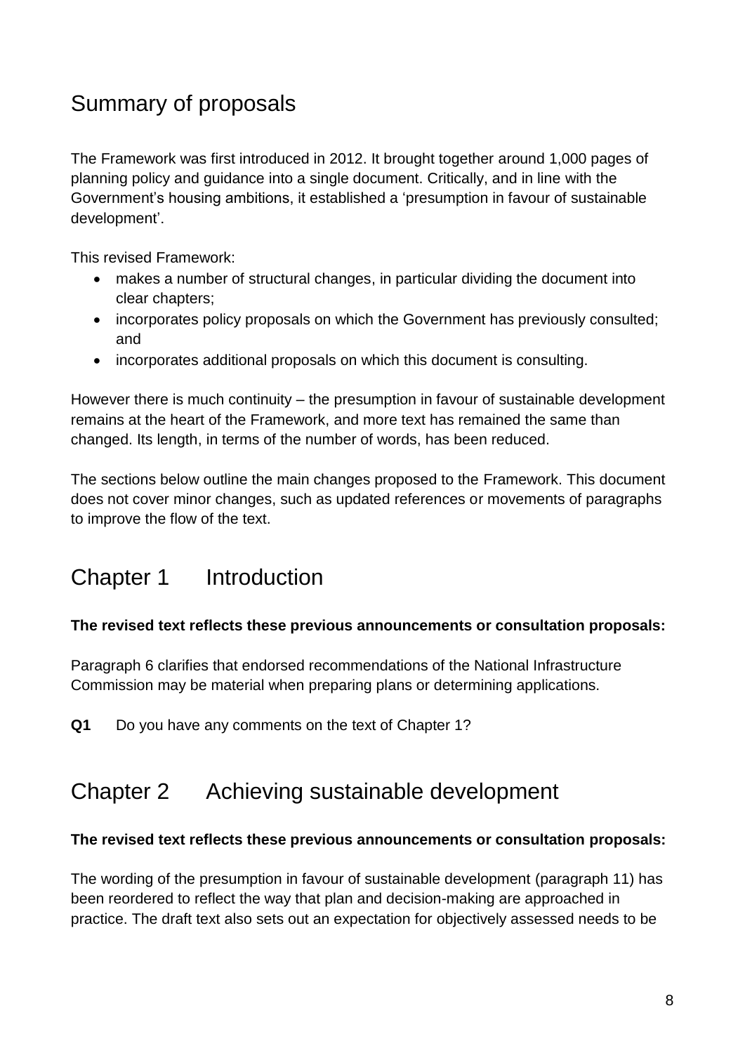## Summary of proposals

The Framework was first introduced in 2012. It brought together around 1,000 pages of planning policy and guidance into a single document. Critically, and in line with the Government's housing ambitions, it established a 'presumption in favour of sustainable development'.

This revised Framework:

- makes a number of structural changes, in particular dividing the document into clear chapters;
- incorporates policy proposals on which the Government has previously consulted; and
- incorporates additional proposals on which this document is consulting.

However there is much continuity – the presumption in favour of sustainable development remains at the heart of the Framework, and more text has remained the same than changed. Its length, in terms of the number of words, has been reduced.

The sections below outline the main changes proposed to the Framework. This document does not cover minor changes, such as updated references or movements of paragraphs to improve the flow of the text.

## Chapter 1 Introduction

**The revised text reflects these previous announcements or consultation proposals:**

Paragraph 6 clarifies that endorsed recommendations of the National Infrastructure Commission may be material when preparing plans or determining applications.

**Q1** Do you have any comments on the text of Chapter 1?

## Chapter 2 Achieving sustainable development

**The revised text reflects these previous announcements or consultation proposals:**

The wording of the presumption in favour of sustainable development (paragraph 11) has been reordered to reflect the way that plan and decision-making are approached in practice. The draft text also sets out an expectation for objectively assessed needs to be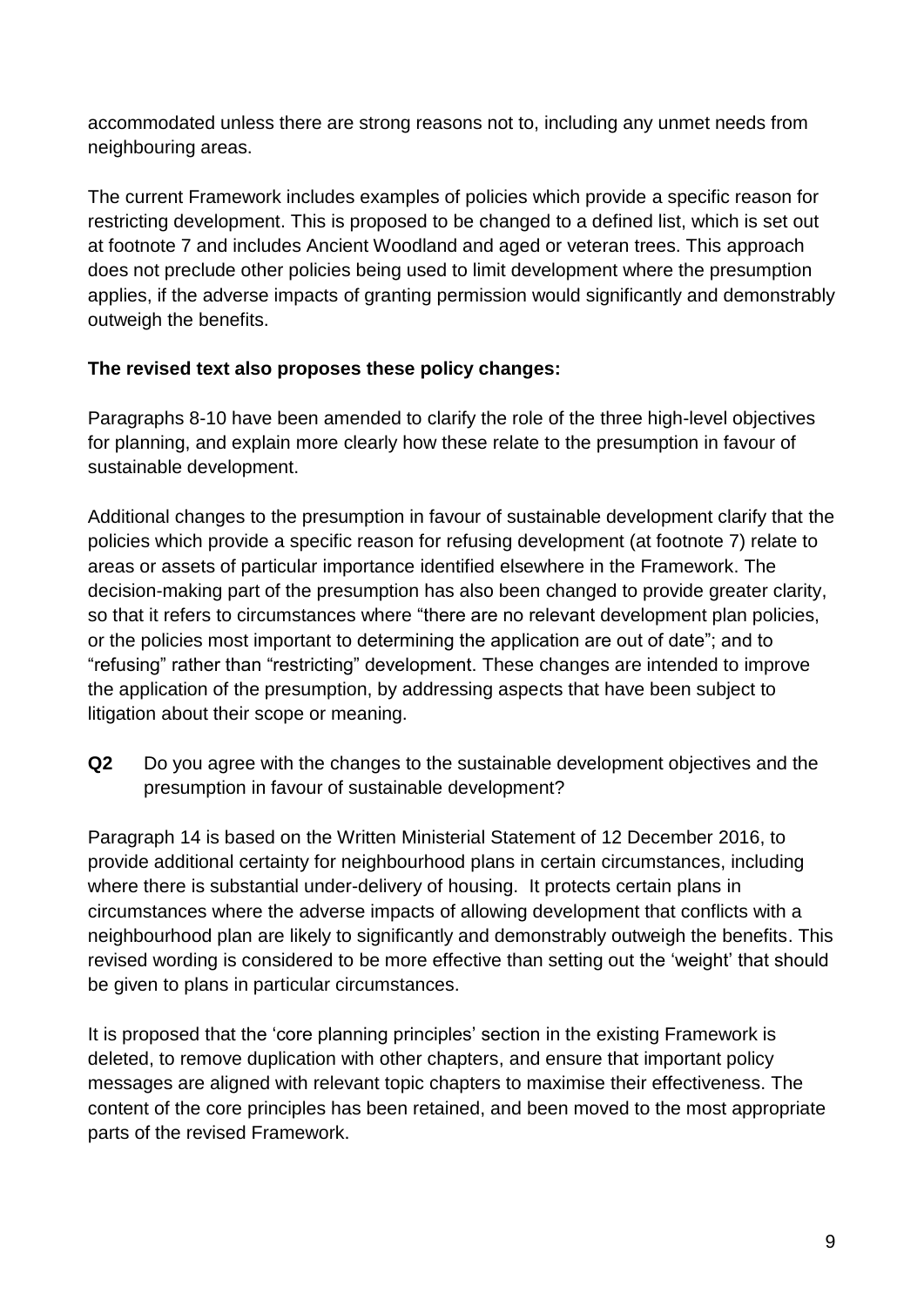accommodated unless there are strong reasons not to, including any unmet needs from neighbouring areas.

The current Framework includes examples of policies which provide a specific reason for restricting development. This is proposed to be changed to a defined list, which is set out at footnote 7 and includes Ancient Woodland and aged or veteran trees. This approach does not preclude other policies being used to limit development where the presumption applies, if the adverse impacts of granting permission would significantly and demonstrably outweigh the benefits.

**The revised text also proposes these policy changes:**

Paragraphs 8-10 have been amended to clarify the role of the three high-level objectives for planning, and explain more clearly how these relate to the presumption in favour of sustainable development.

Additional changes to the presumption in favour of sustainable development clarify that the policies which provide a specific reason for refusing development (at footnote 7) relate to areas or assets of particular importance identified elsewhere in the Framework. The decision-making part of the presumption has also been changed to provide greater clarity, so that it refers to circumstances where "there are no relevant development plan policies, or the policies most important to determining the application are out of date"; and to "refusing" rather than "restricting" development. These changes are intended to improve the application of the presumption, by addressing aspects that have been subject to litigation about their scope or meaning.

**Q2** Do you agree with the changes to the sustainable development objectives and the presumption in favour of sustainable development?

Paragraph 14 is based on the Written Ministerial Statement of 12 December 2016, to provide additional certainty for neighbourhood plans in certain circumstances, including where there is substantial under-delivery of housing. It protects certain plans in circumstances where the adverse impacts of allowing development that conflicts with a neighbourhood plan are likely to significantly and demonstrably outweigh the benefits. This revised wording is considered to be more effective than setting out the 'weight' that should be given to plans in particular circumstances.

It is proposed that the 'core planning principles' section in the existing Framework is deleted, to remove duplication with other chapters, and ensure that important policy messages are aligned with relevant topic chapters to maximise their effectiveness. The content of the core principles has been retained, and been moved to the most appropriate parts of the revised Framework.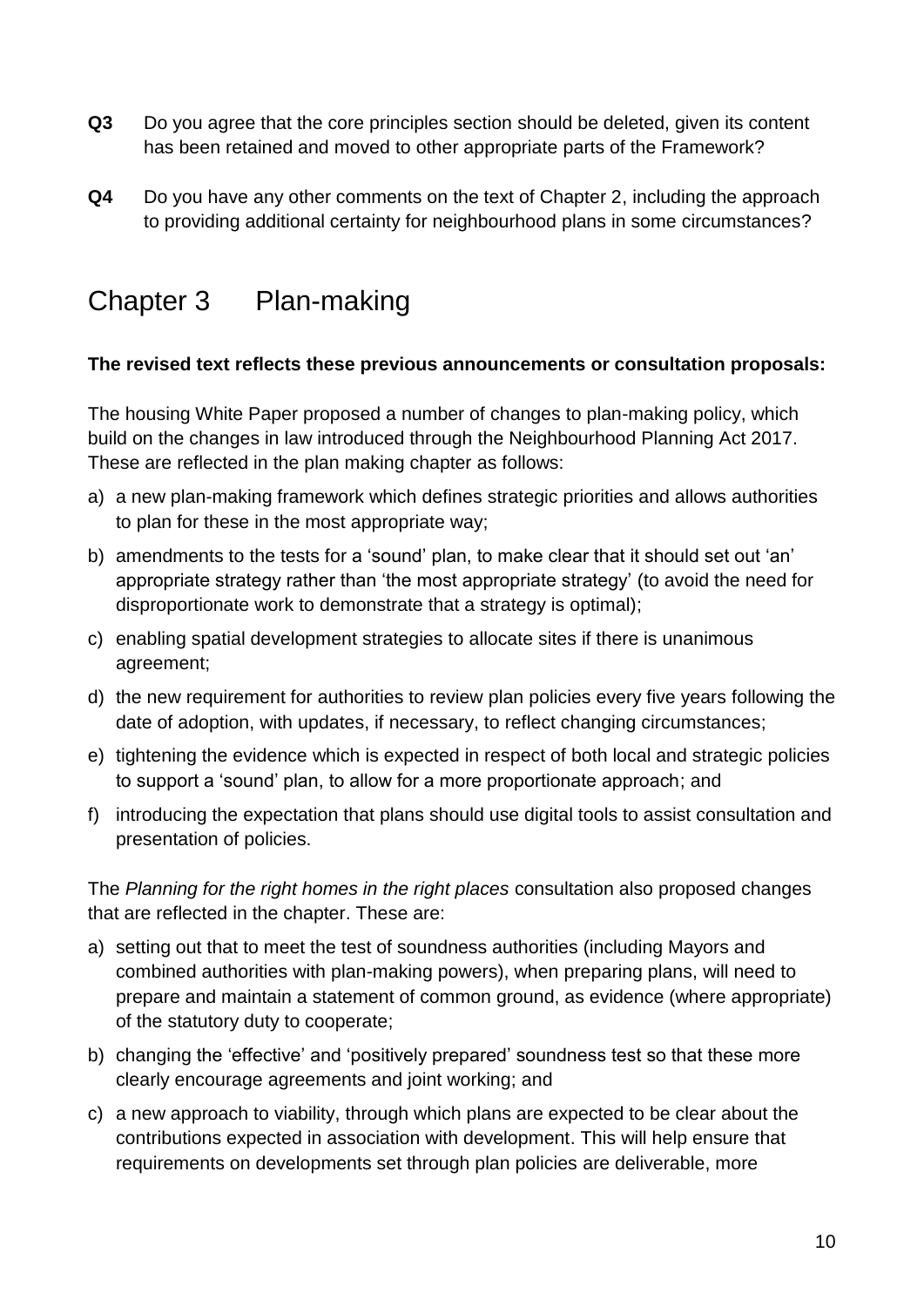**Q3** Do you agree that the core principles section should be deleted, given its content has been retained and moved to other appropriate parts of the Framework?

**Q4** Do you have any other comments on the text of Chapter 2, including the approach to providing additional certainty for neighbourhood plans in some circumstances?

# Chapter 3 Plan-making

**The revised text reflects these previous announcements or consultation proposals:**

The housing White Paper proposed a number of changes to plan-making policy, which build on the changes in law introduced through the Neighbourhood Planning Act 2017. These are reflected in the plan making chapter as follows:

a) a new plan-making framework which defines strategic priorities and allows authorities to plan for these in the most appropriate way;

b) amendments to the tests for a 'sound' plan, to make clear that it should set out 'an' appropriate strategy rather than 'the most appropriate strategy' (to avoid the need for disproportionate work to demonstrate that a strategy is optimal);

c) enabling spatial development strategies to allocate sites if there is unanimous agreement;

d) the new requirement for authorities to review plan policies every five years following the date of adoption, with updates, if necessary, to reflect changing circumstances;

e) tightening the evidence which is expected in respect of both local and strategic policies to support a 'sound' plan, to allow for a more proportionate approach; and

f) introducing the expectation that plans should use digital tools to assist consultation and presentation of policies.

The *Planning for the right homes in the right places* consultation also proposed changes that are reflected in the chapter. These are:

a) setting out that to meet the test of soundness authorities (including Mayors and combined authorities with plan-making powers), when preparing plans, will need to prepare and maintain a statement of common ground, as evidence (where appropriate) of the statutory duty to cooperate;

b) changing the 'effective' and 'positively prepared' soundness test so that these more clearly encourage agreements and joint working; and

c) a new approach to viability, through which plans are expected to be clear about the contributions expected in association with development. This will help ensure that requirements on developments set through plan policies are deliverable, more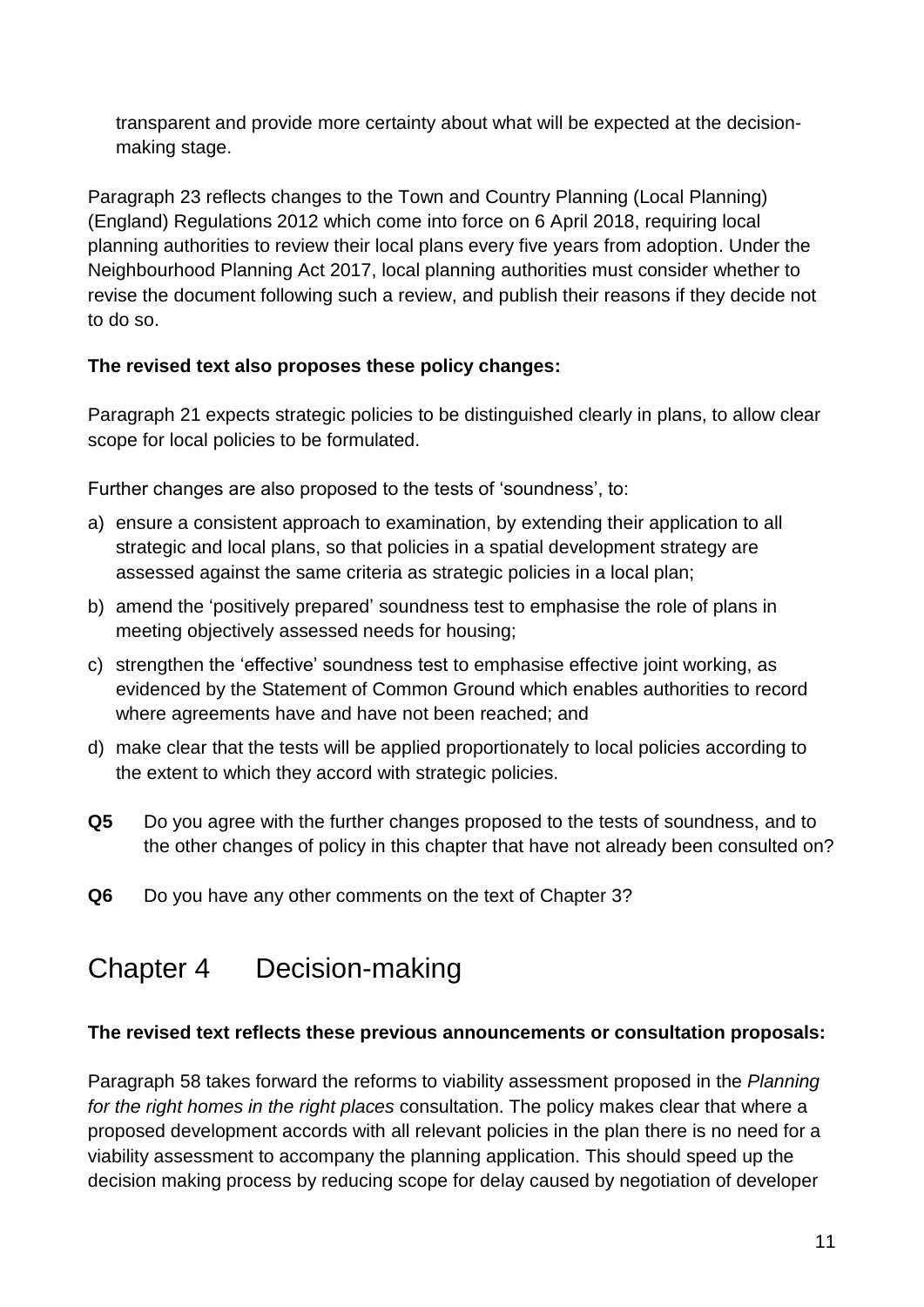transparent and provide more certainty about what will be expected at the decision-making stage.

Paragraph 23 reflects changes to the Town and Country Planning (Local Planning) (England) Regulations 2012 which come into force on 6 April 2018, requiring local planning authorities to review their local plans every five years from adoption. Under the Neighbourhood Planning Act 2017, local planning authorities must consider whether to revise the document following such a review, and publish their reasons if they decide not to do so.

**The revised text also proposes these policy changes:**

Paragraph 21 expects strategic policies to be distinguished clearly in plans, to allow clear scope for local policies to be formulated.

Further changes are also proposed to the tests of 'soundness', to:

a) ensure a consistent approach to examination, by extending their application to all strategic and local plans, so that policies in a spatial development strategy are assessed against the same criteria as strategic policies in a local plan;

b) amend the 'positively prepared' soundness test to emphasise the role of plans in meeting objectively assessed needs for housing;

c) strengthen the 'effective' soundness test to emphasise effective joint working, as evidenced by the Statement of Common Ground which enables authorities to record where agreements have and have not been reached; and

d) make clear that the tests will be applied proportionately to local policies according to the extent to which they accord with strategic policies.

**Q5** Do you agree with the further changes proposed to the tests of soundness, and to the other changes of policy in this chapter that have not already been consulted on?

**Q6** Do you have any other comments on the text of Chapter 3?

## Chapter 4 Decision-making

**The revised text reflects these previous announcements or consultation proposals:**

Paragraph 58 takes forward the reforms to viability assessment proposed in the *Planning for the right homes in the right places* consultation. The policy makes clear that where a proposed development accords with all relevant policies in the plan there is no need for a viability assessment to accompany the planning application. This should speed up the decision making process by reducing scope for delay caused by negotiation of developer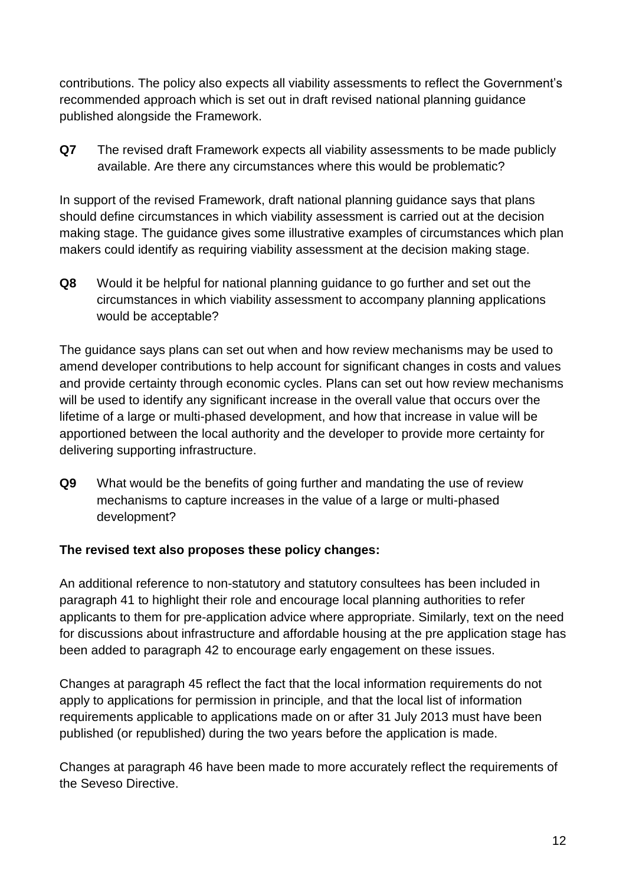contributions. The policy also expects all viability assessments to reflect the Government's recommended approach which is set out in draft revised national planning guidance published alongside the Framework.

**Q7** The revised draft Framework expects all viability assessments to be made publicly available. Are there any circumstances where this would be problematic?

In support of the revised Framework, draft national planning guidance says that plans should define circumstances in which viability assessment is carried out at the decision making stage. The guidance gives some illustrative examples of circumstances which plan makers could identify as requiring viability assessment at the decision making stage.

**Q8** Would it be helpful for national planning guidance to go further and set out the circumstances in which viability assessment to accompany planning applications would be acceptable?

The guidance says plans can set out when and how review mechanisms may be used to amend developer contributions to help account for significant changes in costs and values and provide certainty through economic cycles. Plans can set out how review mechanisms will be used to identify any significant increase in the overall value that occurs over the lifetime of a large or multi-phased development, and how that increase in value will be apportioned between the local authority and the developer to provide more certainty for delivering supporting infrastructure.

**Q9** What would be the benefits of going further and mandating the use of review mechanisms to capture increases in the value of a large or multi-phased development?

**The revised text also proposes these policy changes:**

An additional reference to non-statutory and statutory consultees has been included in paragraph 41 to highlight their role and encourage local planning authorities to refer applicants to them for pre-application advice where appropriate. Similarly, text on the need for discussions about infrastructure and affordable housing at the pre application stage has been added to paragraph 42 to encourage early engagement on these issues.

Changes at paragraph 45 reflect the fact that the local information requirements do not apply to applications for permission in principle, and that the local list of information requirements applicable to applications made on or after 31 July 2013 must have been published (or republished) during the two years before the application is made.

Changes at paragraph 46 have been made to more accurately reflect the requirements of the Seveso Directive.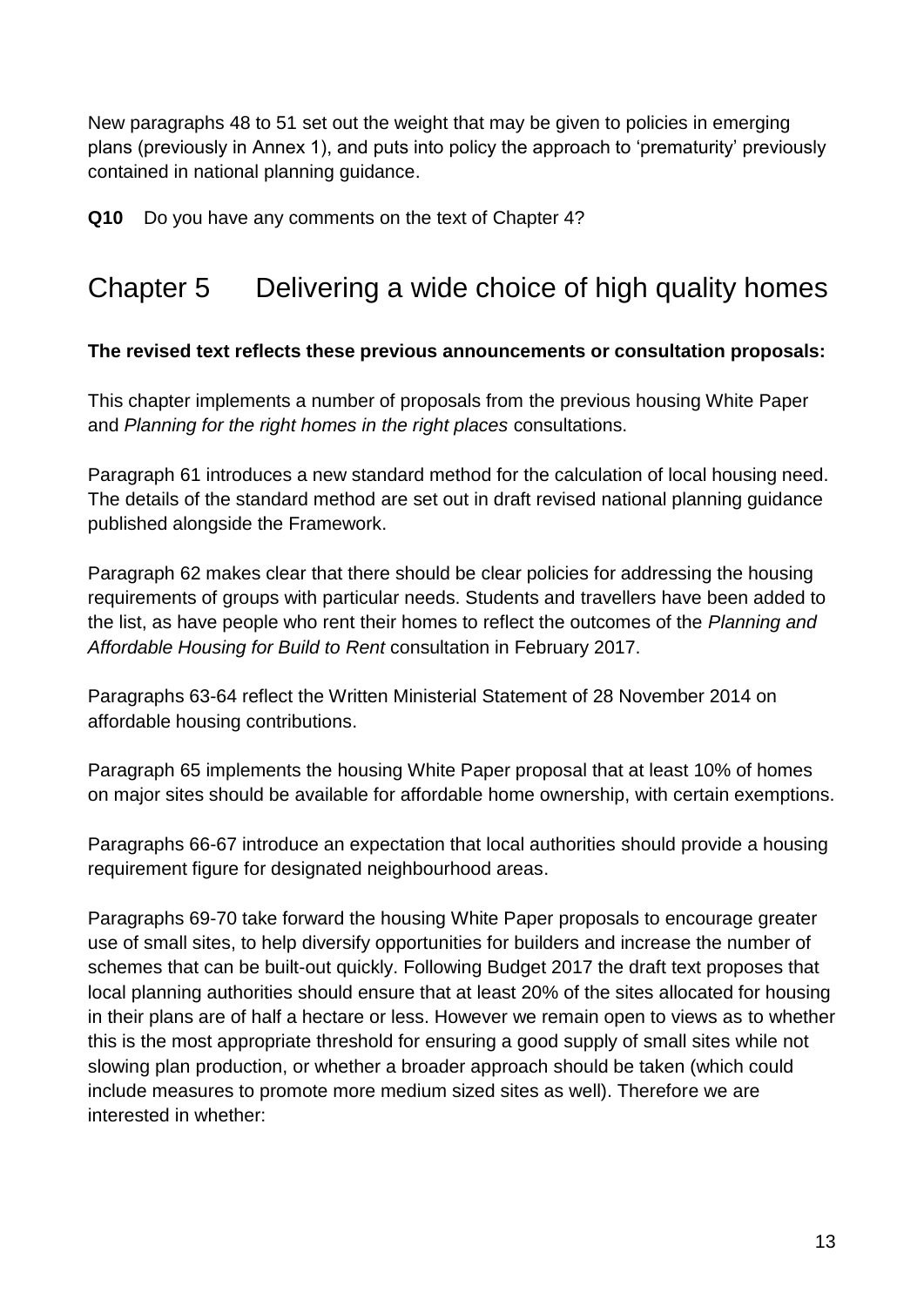New paragraphs 48 to 51 set out the weight that may be given to policies in emerging plans (previously in Annex 1), and puts into policy the approach to 'prematurity' previously contained in national planning guidance.

**Q10** Do you have any comments on the text of Chapter 4?

## Chapter 5 Delivering a wide choice of high quality homes

**The revised text reflects these previous announcements or consultation proposals:**

This chapter implements a number of proposals from the previous housing White Paper and *Planning for the right homes in the right places* consultations.

Paragraph 61 introduces a new standard method for the calculation of local housing need. The details of the standard method are set out in draft revised national planning guidance published alongside the Framework.

Paragraph 62 makes clear that there should be clear policies for addressing the housing requirements of groups with particular needs. Students and travellers have been added to the list, as have people who rent their homes to reflect the outcomes of the *Planning and Affordable Housing for Build to Rent* consultation in February 2017.

Paragraphs 63-64 reflect the Written Ministerial Statement of 28 November 2014 on affordable housing contributions.

Paragraph 65 implements the housing White Paper proposal that at least 10% of homes on major sites should be available for affordable home ownership, with certain exemptions.

Paragraphs 66-67 introduce an expectation that local authorities should provide a housing requirement figure for designated neighbourhood areas.

Paragraphs 69-70 take forward the housing White Paper proposals to encourage greater use of small sites, to help diversify opportunities for builders and increase the number of schemes that can be built-out quickly. Following Budget 2017 the draft text proposes that local planning authorities should ensure that at least 20% of the sites allocated for housing in their plans are of half a hectare or less. However we remain open to views as to whether this is the most appropriate threshold for ensuring a good supply of small sites while not slowing plan production, or whether a broader approach should be taken (which could include measures to promote more medium sized sites as well). Therefore we are interested in whether: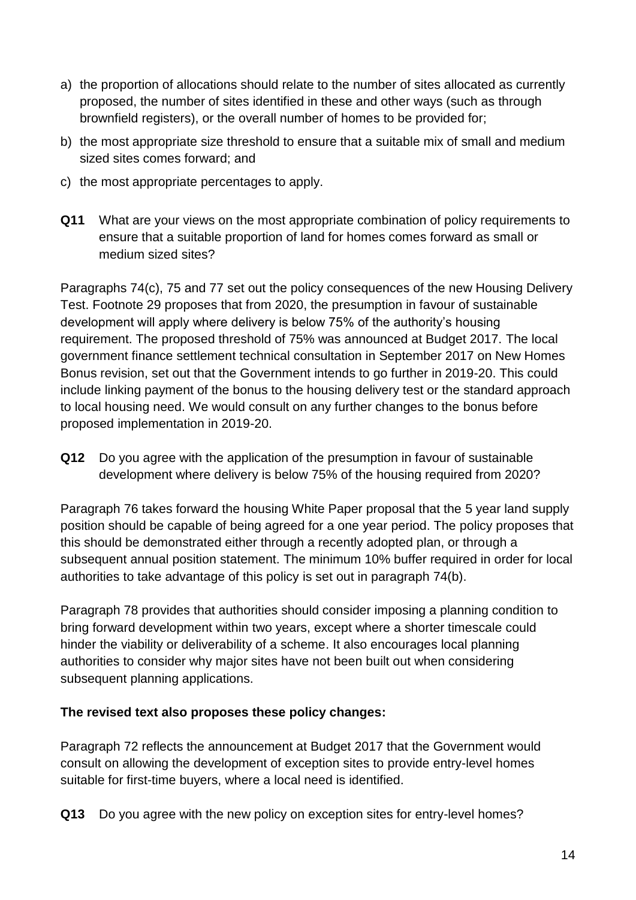a) the proportion of allocations should relate to the number of sites allocated as currently proposed, the number of sites identified in these and other ways (such as through brownfield registers), or the overall number of homes to be provided for;

b) the most appropriate size threshold to ensure that a suitable mix of small and medium sized sites comes forward; and

c) the most appropriate percentages to apply.

**Q11** What are your views on the most appropriate combination of policy requirements to ensure that a suitable proportion of land for homes comes forward as small or medium sized sites?

Paragraphs 74(c), 75 and 77 set out the policy consequences of the new Housing Delivery Test. Footnote 29 proposes that from 2020, the presumption in favour of sustainable development will apply where delivery is below 75% of the authority's housing requirement. The proposed threshold of 75% was announced at Budget 2017. The local government finance settlement technical consultation in September 2017 on New Homes Bonus revision, set out that the Government intends to go further in 2019-20. This could include linking payment of the bonus to the housing delivery test or the standard approach to local housing need. We would consult on any further changes to the bonus before proposed implementation in 2019-20.

**Q12** Do you agree with the application of the presumption in favour of sustainable development where delivery is below 75% of the housing required from 2020?

Paragraph 76 takes forward the housing White Paper proposal that the 5 year land supply position should be capable of being agreed for a one year period. The policy proposes that this should be demonstrated either through a recently adopted plan, or through a subsequent annual position statement. The minimum 10% buffer required in order for local authorities to take advantage of this policy is set out in paragraph 74(b).

Paragraph 78 provides that authorities should consider imposing a planning condition to bring forward development within two years, except where a shorter timescale could hinder the viability or deliverability of a scheme. It also encourages local planning authorities to consider why major sites have not been built out when considering subsequent planning applications.

**The revised text also proposes these policy changes:**

Paragraph 72 reflects the announcement at Budget 2017 that the Government would consult on allowing the development of exception sites to provide entry-level homes suitable for first-time buyers, where a local need is identified.

**Q13** Do you agree with the new policy on exception sites for entry-level homes?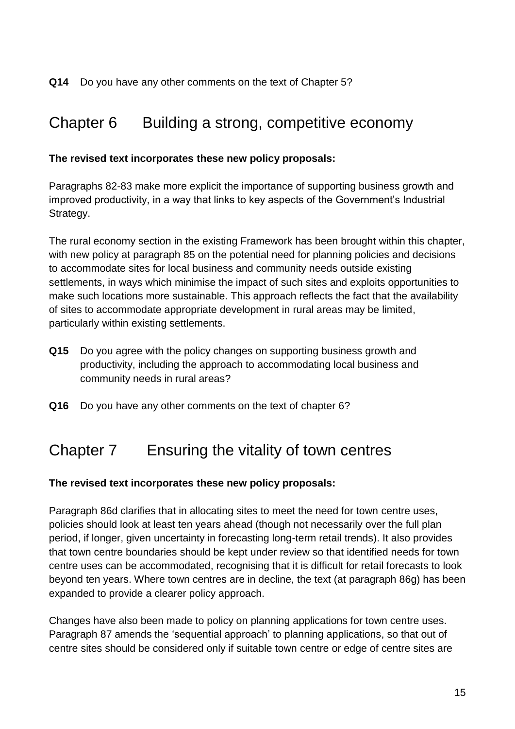**Q14** Do you have any other comments on the text of Chapter 5?

## Chapter 6 Building a strong, competitive economy

**The revised text incorporates these new policy proposals:**

Paragraphs 82-83 make more explicit the importance of supporting business growth and improved productivity, in a way that links to key aspects of the Government's Industrial Strategy.

The rural economy section in the existing Framework has been brought within this chapter, with new policy at paragraph 85 on the potential need for planning policies and decisions to accommodate sites for local business and community needs outside existing settlements, in ways which minimise the impact of such sites and exploits opportunities to make such locations more sustainable. This approach reflects the fact that the availability of sites to accommodate appropriate development in rural areas may be limited, particularly within existing settlements.

**Q15** Do you agree with the policy changes on supporting business growth and productivity, including the approach to accommodating local business and community needs in rural areas?

**Q16** Do you have any other comments on the text of chapter 6?

## Chapter 7 Ensuring the vitality of town centres

**The revised text incorporates these new policy proposals:**

Paragraph 86d clarifies that in allocating sites to meet the need for town centre uses, policies should look at least ten years ahead (though not necessarily over the full plan period, if longer, given uncertainty in forecasting long-term retail trends). It also provides that town centre boundaries should be kept under review so that identified needs for town centre uses can be accommodated, recognising that it is difficult for retail forecasts to look beyond ten years. Where town centres are in decline, the text (at paragraph 86g) has been expanded to provide a clearer policy approach.

Changes have also been made to policy on planning applications for town centre uses. Paragraph 87 amends the 'sequential approach' to planning applications, so that out of centre sites should be considered only if suitable town centre or edge of centre sites are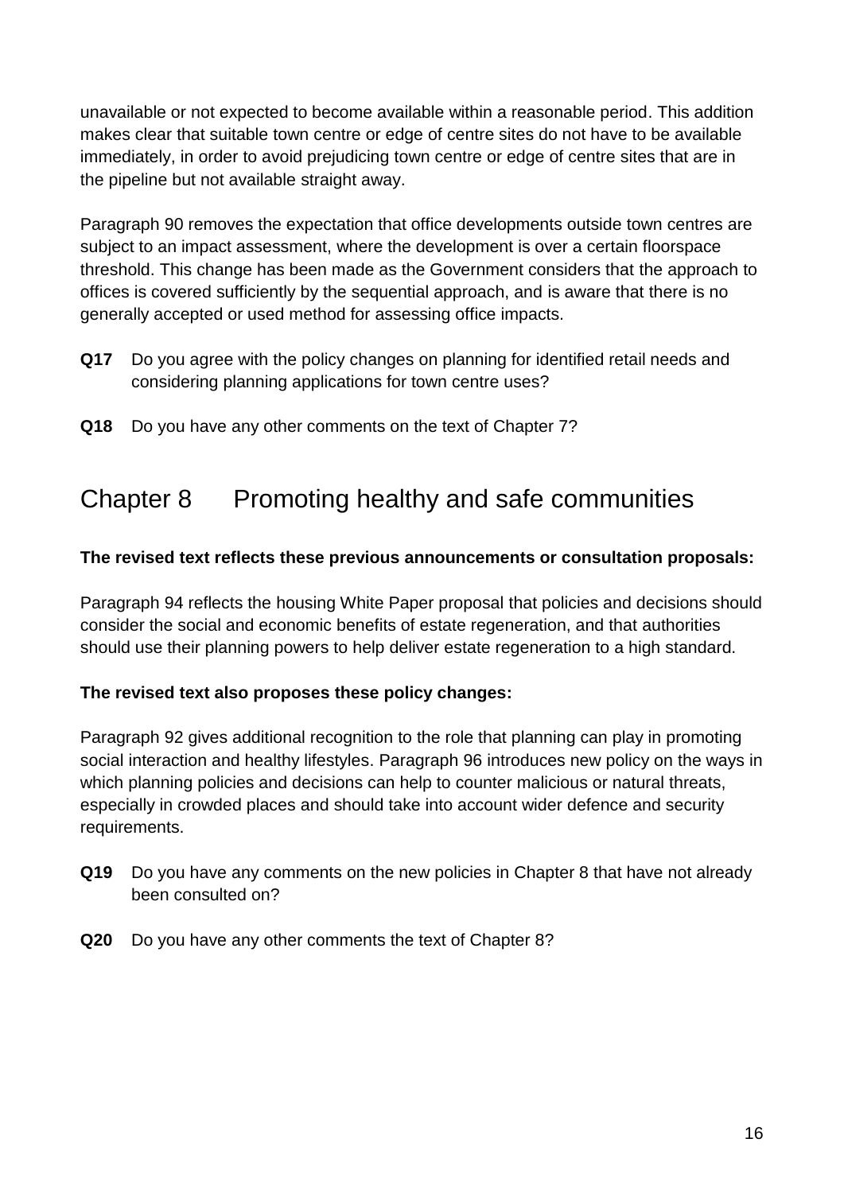unavailable or not expected to become available within a reasonable period. This addition makes clear that suitable town centre or edge of centre sites do not have to be available immediately, in order to avoid prejudicing town centre or edge of centre sites that are in the pipeline but not available straight away.

Paragraph 90 removes the expectation that office developments outside town centres are subject to an impact assessment, where the development is over a certain floorspace threshold. This change has been made as the Government considers that the approach to offices is covered sufficiently by the sequential approach, and is aware that there is no generally accepted or used method for assessing office impacts.

**Q17** Do you agree with the policy changes on planning for identified retail needs and considering planning applications for town centre uses?

**Q18** Do you have any other comments on the text of Chapter 7?

## Chapter 8 Promoting healthy and safe communities

**The revised text reflects these previous announcements or consultation proposals:**

Paragraph 94 reflects the housing White Paper proposal that policies and decisions should consider the social and economic benefits of estate regeneration, and that authorities should use their planning powers to help deliver estate regeneration to a high standard.

**The revised text also proposes these policy changes:**

Paragraph 92 gives additional recognition to the role that planning can play in promoting social interaction and healthy lifestyles. Paragraph 96 introduces new policy on the ways in which planning policies and decisions can help to counter malicious or natural threats, especially in crowded places and should take into account wider defence and security requirements.

**Q19** Do you have any comments on the new policies in Chapter 8 that have not already been consulted on?

**Q20** Do you have any other comments the text of Chapter 8?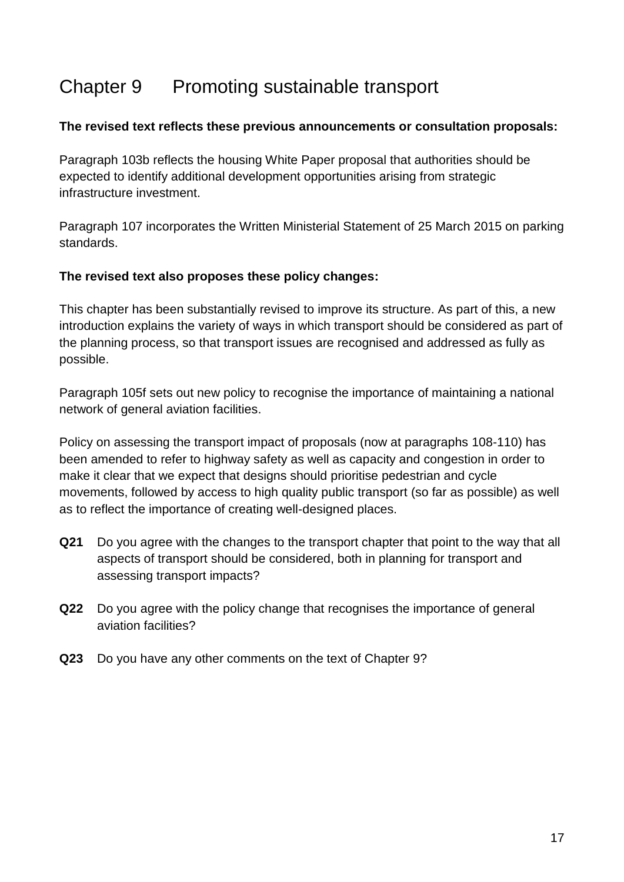# Chapter 9 Promoting sustainable transport

**The revised text reflects these previous announcements or consultation proposals:**

Paragraph 103b reflects the housing White Paper proposal that authorities should be expected to identify additional development opportunities arising from strategic infrastructure investment.

Paragraph 107 incorporates the Written Ministerial Statement of 25 March 2015 on parking standards.

**The revised text also proposes these policy changes:**

This chapter has been substantially revised to improve its structure. As part of this, a new introduction explains the variety of ways in which transport should be considered as part of the planning process, so that transport issues are recognised and addressed as fully as possible.

Paragraph 105f sets out new policy to recognise the importance of maintaining a national network of general aviation facilities.

Policy on assessing the transport impact of proposals (now at paragraphs 108-110) has been amended to refer to highway safety as well as capacity and congestion in order to make it clear that we expect that designs should prioritise pedestrian and cycle movements, followed by access to high quality public transport (so far as possible) as well as to reflect the importance of creating well-designed places.

**Q21** Do you agree with the changes to the transport chapter that point to the way that all aspects of transport should be considered, both in planning for transport and assessing transport impacts?

**Q22** Do you agree with the policy change that recognises the importance of general aviation facilities?

**Q23** Do you have any other comments on the text of Chapter 9?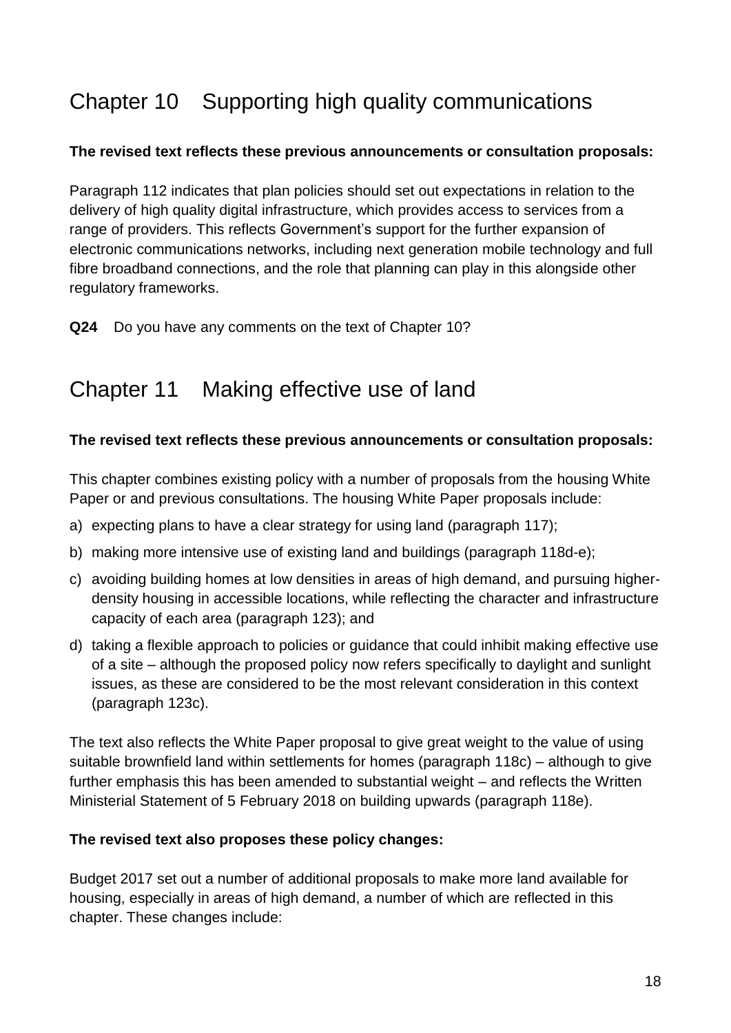## Chapter 10 Supporting high quality communications

**The revised text reflects these previous announcements or consultation proposals:**

Paragraph 112 indicates that plan policies should set out expectations in relation to the delivery of high quality digital infrastructure, which provides access to services from a range of providers. This reflects Government's support for the further expansion of electronic communications networks, including next generation mobile technology and full fibre broadband connections, and the role that planning can play in this alongside other regulatory frameworks.

**Q24** Do you have any comments on the text of Chapter 10?

## Chapter 11 Making effective use of land

**The revised text reflects these previous announcements or consultation proposals:**

This chapter combines existing policy with a number of proposals from the housing White Paper or and previous consultations. The housing White Paper proposals include:

a) expecting plans to have a clear strategy for using land (paragraph 117);

b) making more intensive use of existing land and buildings (paragraph 118d-e);

c) avoiding building homes at low densities in areas of high demand, and pursuing higher-density housing in accessible locations, while reflecting the character and infrastructure capacity of each area (paragraph 123); and

d) taking a flexible approach to policies or guidance that could inhibit making effective use of a site – although the proposed policy now refers specifically to daylight and sunlight issues, as these are considered to be the most relevant consideration in this context (paragraph 123c).

The text also reflects the White Paper proposal to give great weight to the value of using suitable brownfield land within settlements for homes (paragraph 118c) – although to give further emphasis this has been amended to substantial weight – and reflects the Written Ministerial Statement of 5 February 2018 on building upwards (paragraph 118e).

**The revised text also proposes these policy changes:**

Budget 2017 set out a number of additional proposals to make more land available for housing, especially in areas of high demand, a number of which are reflected in this chapter. These changes include: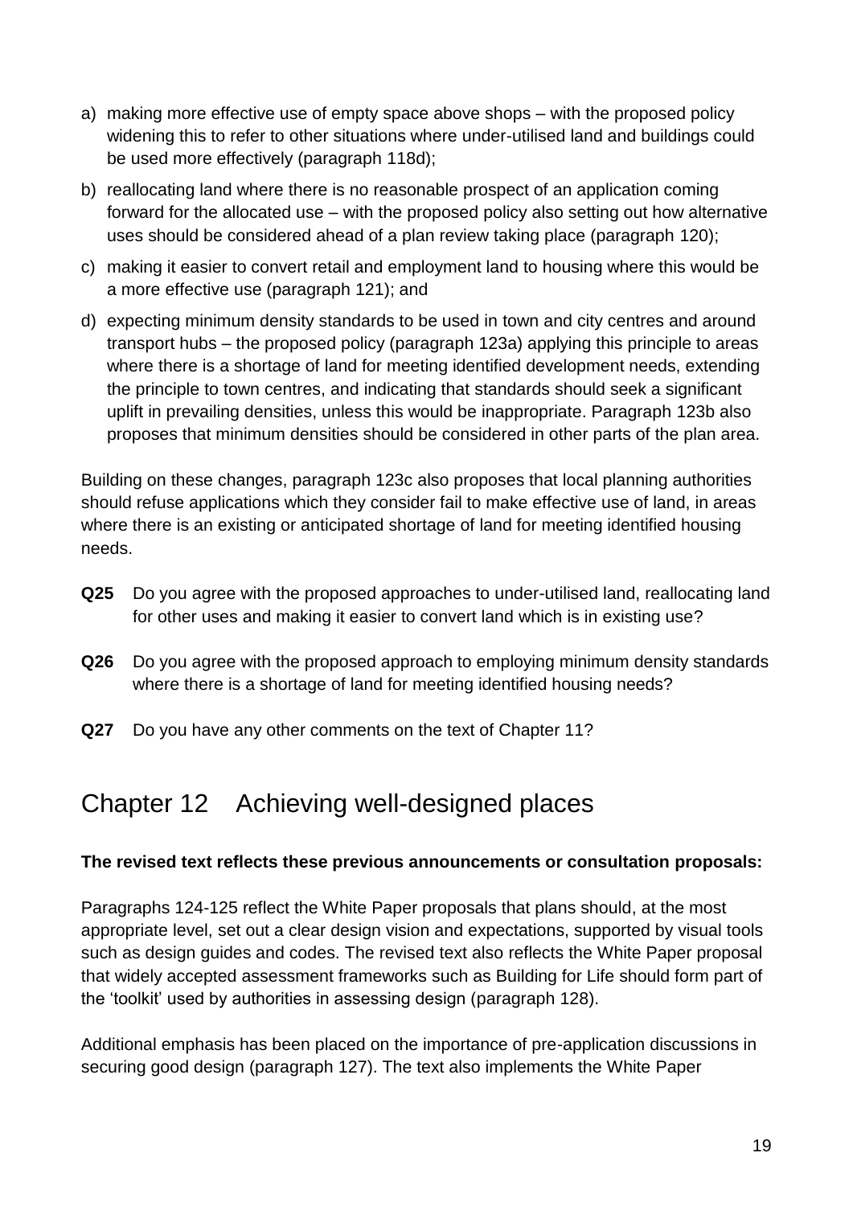a) making more effective use of empty space above shops – with the proposed policy widening this to refer to other situations where under-utilised land and buildings could be used more effectively (paragraph 118d);

b) reallocating land where there is no reasonable prospect of an application coming forward for the allocated use – with the proposed policy also setting out how alternative uses should be considered ahead of a plan review taking place (paragraph 120);

c) making it easier to convert retail and employment land to housing where this would be a more effective use (paragraph 121); and

d) expecting minimum density standards to be used in town and city centres and around transport hubs – the proposed policy (paragraph 123a) applying this principle to areas where there is a shortage of land for meeting identified development needs, extending the principle to town centres, and indicating that standards should seek a significant uplift in prevailing densities, unless this would be inappropriate. Paragraph 123b also proposes that minimum densities should be considered in other parts of the plan area.

Building on these changes, paragraph 123c also proposes that local planning authorities should refuse applications which they consider fail to make effective use of land, in areas where there is an existing or anticipated shortage of land for meeting identified housing needs.

**Q25** Do you agree with the proposed approaches to under-utilised land, reallocating land for other uses and making it easier to convert land which is in existing use?

**Q26** Do you agree with the proposed approach to employing minimum density standards where there is a shortage of land for meeting identified housing needs?

**Q27** Do you have any other comments on the text of Chapter 11?

## Chapter 12 Achieving well-designed places

**The revised text reflects these previous announcements or consultation proposals:**

Paragraphs 124-125 reflect the White Paper proposals that plans should, at the most appropriate level, set out a clear design vision and expectations, supported by visual tools such as design guides and codes. The revised text also reflects the White Paper proposal that widely accepted assessment frameworks such as Building for Life should form part of the 'toolkit' used by authorities in assessing design (paragraph 128).

Additional emphasis has been placed on the importance of pre-application discussions in securing good design (paragraph 127). The text also implements the White Paper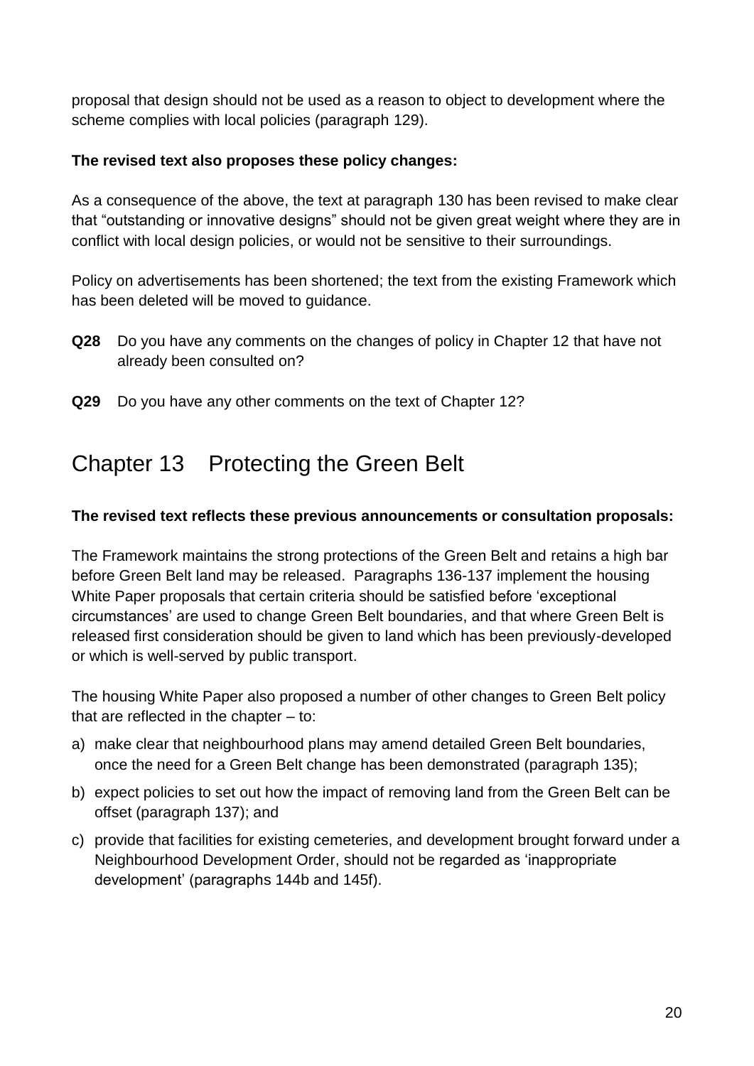proposal that design should not be used as a reason to object to development where the scheme complies with local policies (paragraph 129).

**The revised text also proposes these policy changes:**

As a consequence of the above, the text at paragraph 130 has been revised to make clear that "outstanding or innovative designs" should not be given great weight where they are in conflict with local design policies, or would not be sensitive to their surroundings.

Policy on advertisements has been shortened; the text from the existing Framework which has been deleted will be moved to guidance.

**Q28** Do you have any comments on the changes of policy in Chapter 12 that have not already been consulted on?

**Q29** Do you have any other comments on the text of Chapter 12?

# Chapter 13 Protecting the Green Belt

**The revised text reflects these previous announcements or consultation proposals:**

The Framework maintains the strong protections of the Green Belt and retains a high bar before Green Belt land may be released. Paragraphs 136-137 implement the housing White Paper proposals that certain criteria should be satisfied before 'exceptional circumstances' are used to change Green Belt boundaries, and that where Green Belt is released first consideration should be given to land which has been previously-developed or which is well-served by public transport.

The housing White Paper also proposed a number of other changes to Green Belt policy that are reflected in the chapter – to:

a) make clear that neighbourhood plans may amend detailed Green Belt boundaries, once the need for a Green Belt change has been demonstrated (paragraph 135);
b) expect policies to set out how the impact of removing land from the Green Belt can be offset (paragraph 137); and
c) provide that facilities for existing cemeteries, and development brought forward under a Neighbourhood Development Order, should not be regarded as 'inappropriate development' (paragraphs 144b and 145f).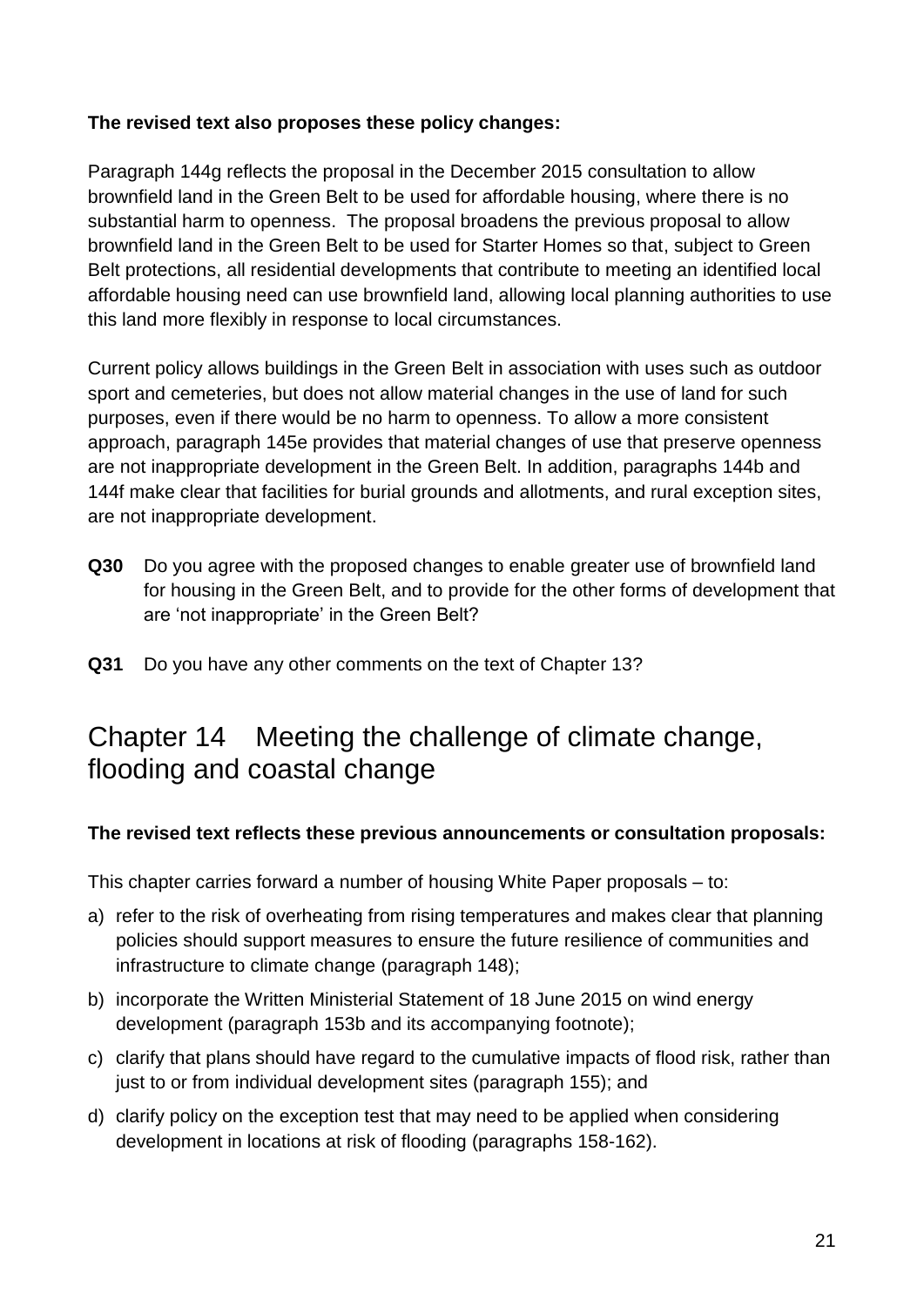**The revised text also proposes these policy changes:**

Paragraph 144g reflects the proposal in the December 2015 consultation to allow brownfield land in the Green Belt to be used for affordable housing, where there is no substantial harm to openness. The proposal broadens the previous proposal to allow brownfield land in the Green Belt to be used for Starter Homes so that, subject to Green Belt protections, all residential developments that contribute to meeting an identified local affordable housing need can use brownfield land, allowing local planning authorities to use this land more flexibly in response to local circumstances.

Current policy allows buildings in the Green Belt in association with uses such as outdoor sport and cemeteries, but does not allow material changes in the use of land for such purposes, even if there would be no harm to openness. To allow a more consistent approach, paragraph 145e provides that material changes of use that preserve openness are not inappropriate development in the Green Belt. In addition, paragraphs 144b and 144f make clear that facilities for burial grounds and allotments, and rural exception sites, are not inappropriate development.

**Q30** Do you agree with the proposed changes to enable greater use of brownfield land for housing in the Green Belt, and to provide for the other forms of development that are 'not inappropriate' in the Green Belt?

**Q31** Do you have any other comments on the text of Chapter 13?

## Chapter 14 Meeting the challenge of climate change, flooding and coastal change

**The revised text reflects these previous announcements or consultation proposals:**

This chapter carries forward a number of housing White Paper proposals – to:

a) refer to the risk of overheating from rising temperatures and makes clear that planning policies should support measures to ensure the future resilience of communities and infrastructure to climate change (paragraph 148);
b) incorporate the Written Ministerial Statement of 18 June 2015 on wind energy development (paragraph 153b and its accompanying footnote);
c) clarify that plans should have regard to the cumulative impacts of flood risk, rather than just to or from individual development sites (paragraph 155); and
d) clarify policy on the exception test that may need to be applied when considering development in locations at risk of flooding (paragraphs 158-162).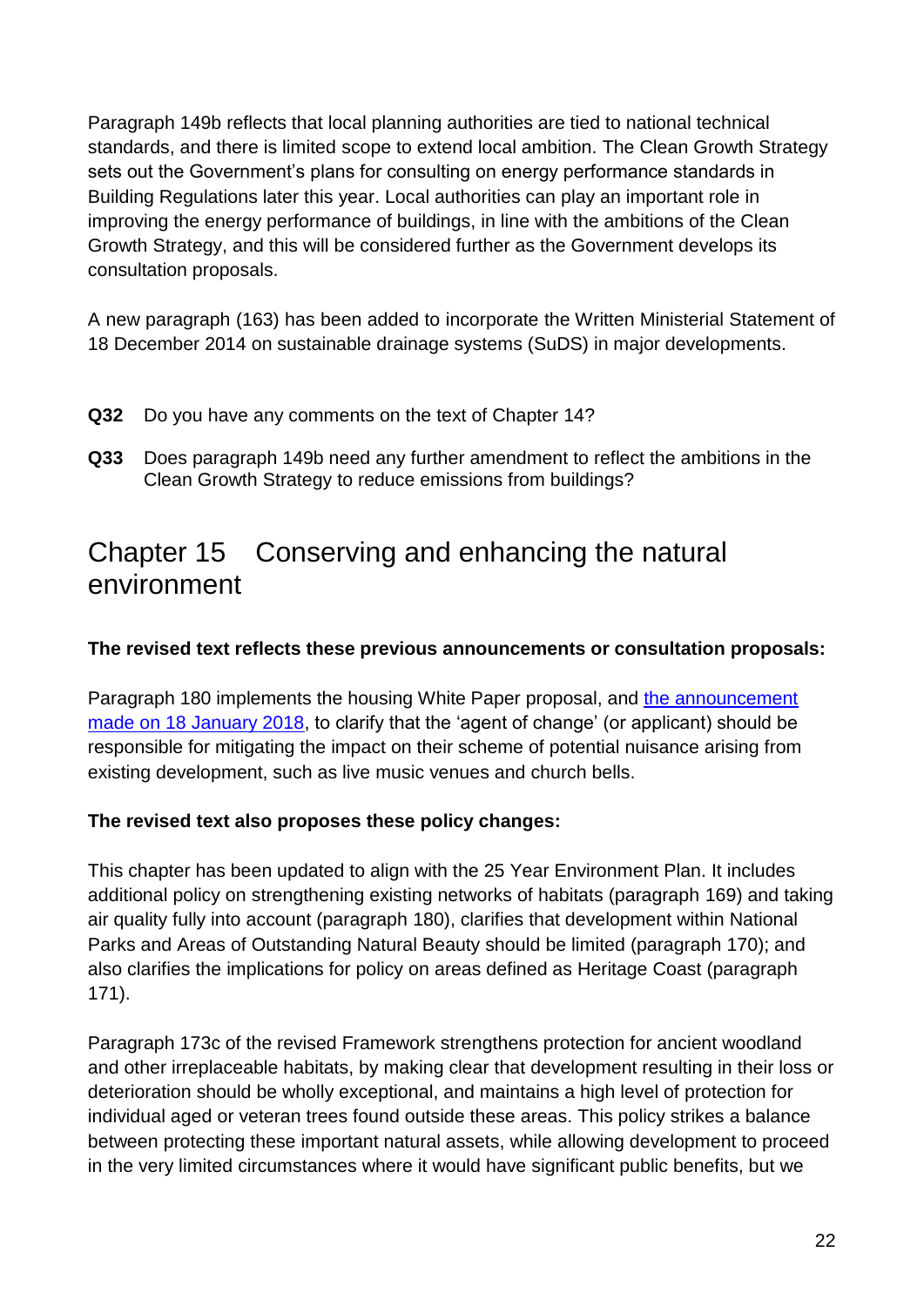Paragraph 149b reflects that local planning authorities are tied to national technical standards, and there is limited scope to extend local ambition. The Clean Growth Strategy sets out the Government's plans for consulting on energy performance standards in Building Regulations later this year. Local authorities can play an important role in improving the energy performance of buildings, in line with the ambitions of the Clean Growth Strategy, and this will be considered further as the Government develops its consultation proposals.

A new paragraph (163) has been added to incorporate the Written Ministerial Statement of 18 December 2014 on sustainable drainage systems (SuDS) in major developments.

**Q32** Do you have any comments on the text of Chapter 14?

**Q33** Does paragraph 149b need any further amendment to reflect the ambitions in the Clean Growth Strategy to reduce emissions from buildings?

## Chapter 15 Conserving and enhancing the natural environment

**The revised text reflects these previous announcements or consultation proposals:**

Paragraph 180 implements the housing White Paper proposal, and the announcement made on 18 January 2018, to clarify that the 'agent of change' (or applicant) should be responsible for mitigating the impact on their scheme of potential nuisance arising from existing development, such as live music venues and church bells.

**The revised text also proposes these policy changes:**

This chapter has been updated to align with the 25 Year Environment Plan. It includes additional policy on strengthening existing networks of habitats (paragraph 169) and taking air quality fully into account (paragraph 180), clarifies that development within National Parks and Areas of Outstanding Natural Beauty should be limited (paragraph 170); and also clarifies the implications for policy on areas defined as Heritage Coast (paragraph 171).

Paragraph 173c of the revised Framework strengthens protection for ancient woodland and other irreplaceable habitats, by making clear that development resulting in their loss or deterioration should be wholly exceptional, and maintains a high level of protection for individual aged or veteran trees found outside these areas. This policy strikes a balance between protecting these important natural assets, while allowing development to proceed in the very limited circumstances where it would have significant public benefits, but we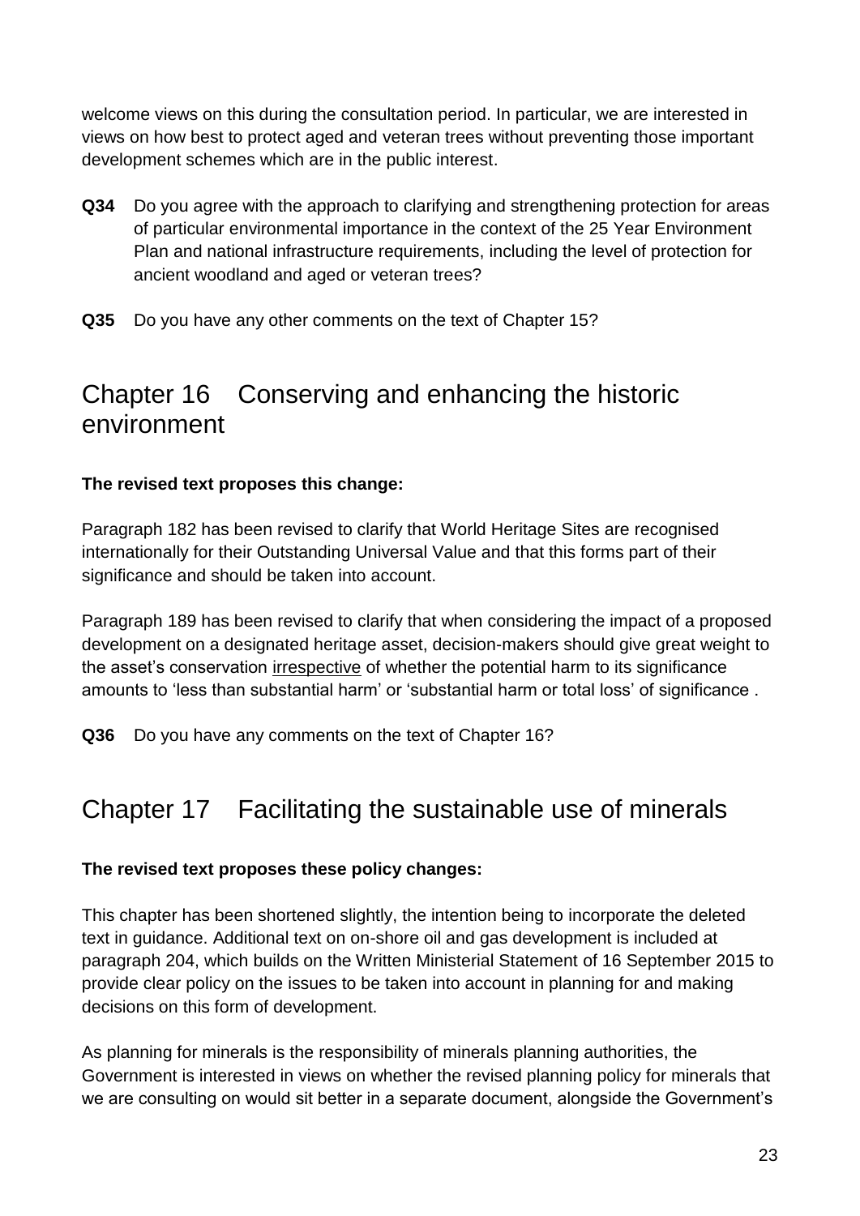welcome views on this during the consultation period. In particular, we are interested in views on how best to protect aged and veteran trees without preventing those important development schemes which are in the public interest.

**Q34** Do you agree with the approach to clarifying and strengthening protection for areas of particular environmental importance in the context of the 25 Year Environment Plan and national infrastructure requirements, including the level of protection for ancient woodland and aged or veteran trees?

**Q35** Do you have any other comments on the text of Chapter 15?

## Chapter 16 Conserving and enhancing the historic environment

**The revised text proposes this change:**

Paragraph 182 has been revised to clarify that World Heritage Sites are recognised internationally for their Outstanding Universal Value and that this forms part of their significance and should be taken into account.

Paragraph 189 has been revised to clarify that when considering the impact of a proposed development on a designated heritage asset, decision-makers should give great weight to the asset's conservation <u>irrespective</u> of whether the potential harm to its significance amounts to 'less than substantial harm' or 'substantial harm or total loss' of significance .

**Q36** Do you have any comments on the text of Chapter 16?

## Chapter 17 Facilitating the sustainable use of minerals

**The revised text proposes these policy changes:**

This chapter has been shortened slightly, the intention being to incorporate the deleted text in guidance. Additional text on on-shore oil and gas development is included at paragraph 204, which builds on the Written Ministerial Statement of 16 September 2015 to provide clear policy on the issues to be taken into account in planning for and making decisions on this form of development.

As planning for minerals is the responsibility of minerals planning authorities, the Government is interested in views on whether the revised planning policy for minerals that we are consulting on would sit better in a separate document, alongside the Government's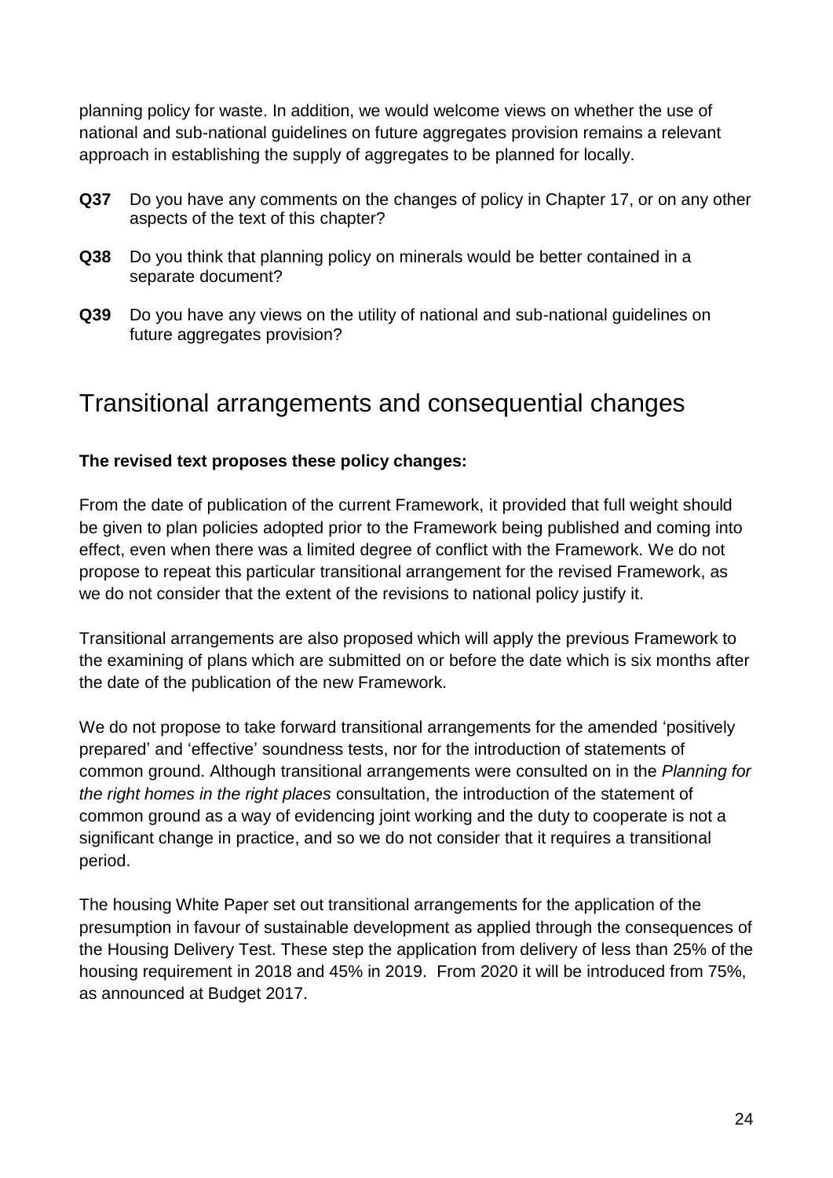planning policy for waste. In addition, we would welcome views on whether the use of national and sub-national guidelines on future aggregates provision remains a relevant approach in establishing the supply of aggregates to be planned for locally.

**Q37** Do you have any comments on the changes of policy in Chapter 17, or on any other aspects of the text of this chapter?

**Q38** Do you think that planning policy on minerals would be better contained in a separate document?

**Q39** Do you have any views on the utility of national and sub-national guidelines on future aggregates provision?

## Transitional arrangements and consequential changes

**The revised text proposes these policy changes:**

From the date of publication of the current Framework, it provided that full weight should be given to plan policies adopted prior to the Framework being published and coming into effect, even when there was a limited degree of conflict with the Framework. We do not propose to repeat this particular transitional arrangement for the revised Framework, as we do not consider that the extent of the revisions to national policy justify it.

Transitional arrangements are also proposed which will apply the previous Framework to the examining of plans which are submitted on or before the date which is six months after the date of the publication of the new Framework.

We do not propose to take forward transitional arrangements for the amended 'positively prepared' and 'effective' soundness tests, nor for the introduction of statements of common ground. Although transitional arrangements were consulted on in the *Planning for the right homes in the right places* consultation, the introduction of the statement of common ground as a way of evidencing joint working and the duty to cooperate is not a significant change in practice, and so we do not consider that it requires a transitional period.

The housing White Paper set out transitional arrangements for the application of the presumption in favour of sustainable development as applied through the consequences of the Housing Delivery Test. These step the application from delivery of less than 25% of the housing requirement in 2018 and 45% in 2019. From 2020 it will be introduced from 75%, as announced at Budget 2017.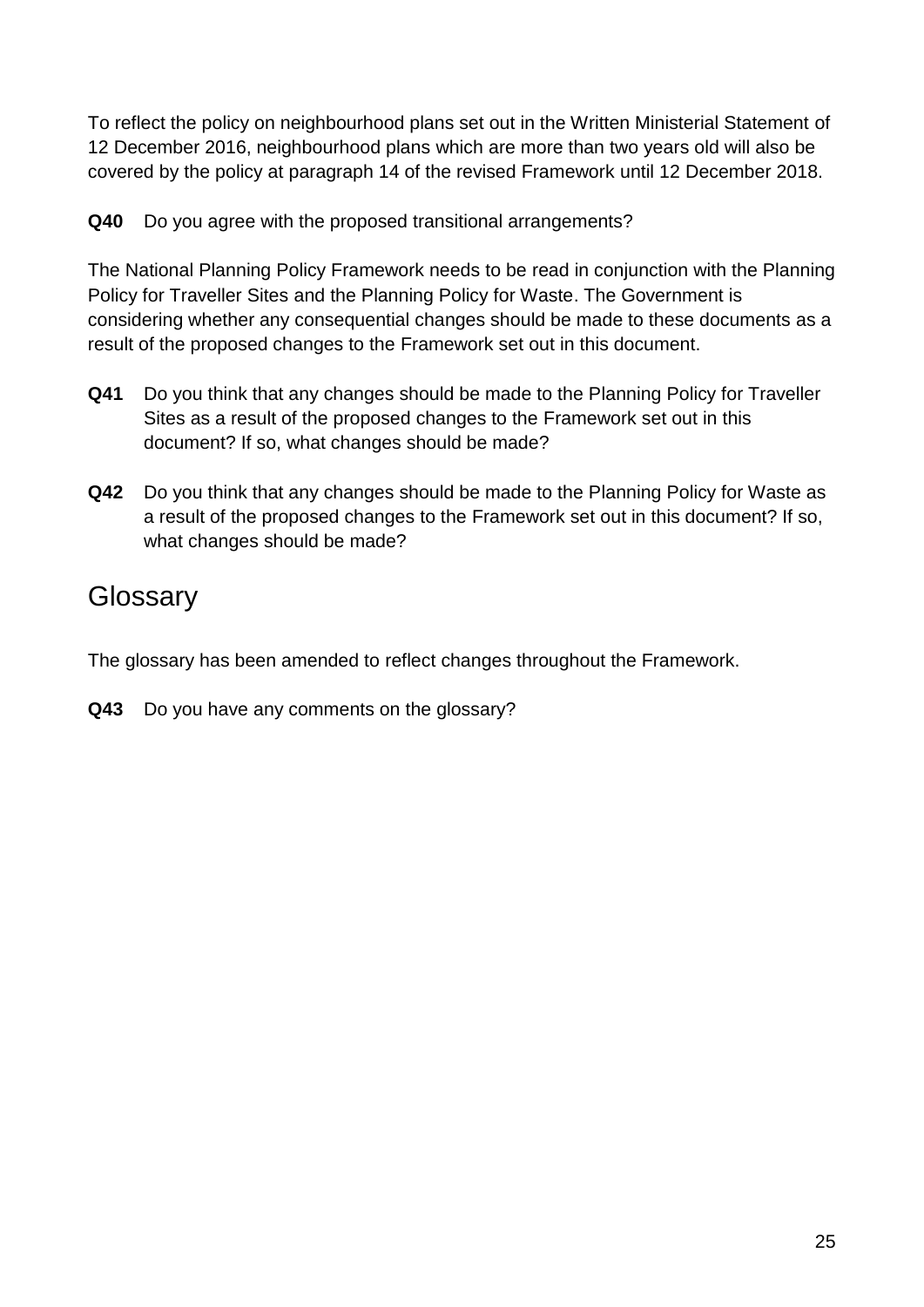To reflect the policy on neighbourhood plans set out in the Written Ministerial Statement of 12 December 2016, neighbourhood plans which are more than two years old will also be covered by the policy at paragraph 14 of the revised Framework until 12 December 2018.

**Q40** Do you agree with the proposed transitional arrangements?

The National Planning Policy Framework needs to be read in conjunction with the Planning Policy for Traveller Sites and the Planning Policy for Waste. The Government is considering whether any consequential changes should be made to these documents as a result of the proposed changes to the Framework set out in this document.

**Q41** Do you think that any changes should be made to the Planning Policy for Traveller Sites as a result of the proposed changes to the Framework set out in this document? If so, what changes should be made?

**Q42** Do you think that any changes should be made to the Planning Policy for Waste as a result of the proposed changes to the Framework set out in this document? If so, what changes should be made?

## Glossary

The glossary has been amended to reflect changes throughout the Framework.

**Q43** Do you have any comments on the glossary?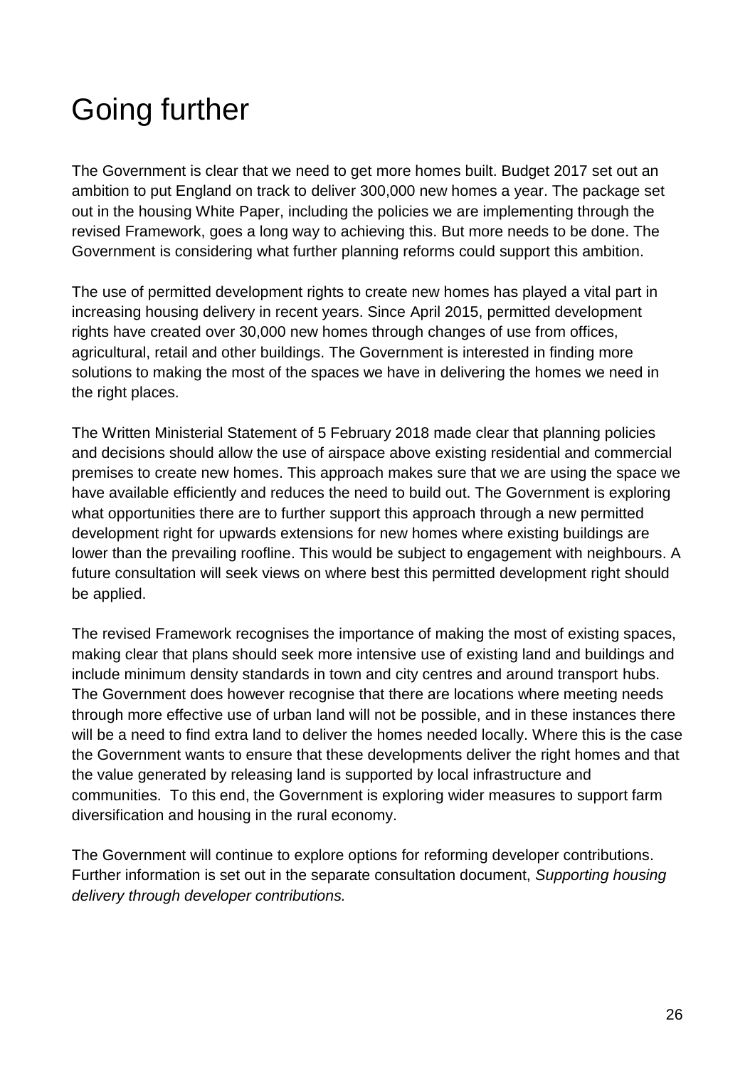# Going further

The Government is clear that we need to get more homes built. Budget 2017 set out an ambition to put England on track to deliver 300,000 new homes a year. The package set out in the housing White Paper, including the policies we are implementing through the revised Framework, goes a long way to achieving this. But more needs to be done. The Government is considering what further planning reforms could support this ambition.

The use of permitted development rights to create new homes has played a vital part in increasing housing delivery in recent years. Since April 2015, permitted development rights have created over 30,000 new homes through changes of use from offices, agricultural, retail and other buildings. The Government is interested in finding more solutions to making the most of the spaces we have in delivering the homes we need in the right places.

The Written Ministerial Statement of 5 February 2018 made clear that planning policies and decisions should allow the use of airspace above existing residential and commercial premises to create new homes. This approach makes sure that we are using the space we have available efficiently and reduces the need to build out. The Government is exploring what opportunities there are to further support this approach through a new permitted development right for upwards extensions for new homes where existing buildings are lower than the prevailing roofline. This would be subject to engagement with neighbours. A future consultation will seek views on where best this permitted development right should be applied.

The revised Framework recognises the importance of making the most of existing spaces, making clear that plans should seek more intensive use of existing land and buildings and include minimum density standards in town and city centres and around transport hubs. The Government does however recognise that there are locations where meeting needs through more effective use of urban land will not be possible, and in these instances there will be a need to find extra land to deliver the homes needed locally. Where this is the case the Government wants to ensure that these developments deliver the right homes and that the value generated by releasing land is supported by local infrastructure and communities. To this end, the Government is exploring wider measures to support farm diversification and housing in the rural economy.

The Government will continue to explore options for reforming developer contributions. Further information is set out in the separate consultation document, *Supporting housing delivery through developer contributions.*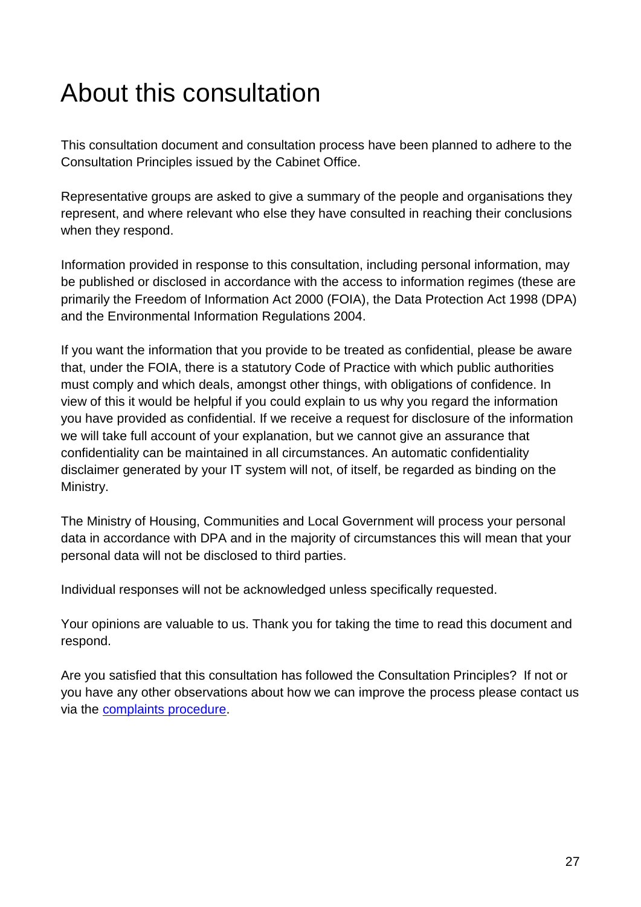# About this consultation

This consultation document and consultation process have been planned to adhere to the Consultation Principles issued by the Cabinet Office.

Representative groups are asked to give a summary of the people and organisations they represent, and where relevant who else they have consulted in reaching their conclusions when they respond.

Information provided in response to this consultation, including personal information, may be published or disclosed in accordance with the access to information regimes (these are primarily the Freedom of Information Act 2000 (FOIA), the Data Protection Act 1998 (DPA) and the Environmental Information Regulations 2004.

If you want the information that you provide to be treated as confidential, please be aware that, under the FOIA, there is a statutory Code of Practice with which public authorities must comply and which deals, amongst other things, with obligations of confidence. In view of this it would be helpful if you could explain to us why you regard the information you have provided as confidential. If we receive a request for disclosure of the information we will take full account of your explanation, but we cannot give an assurance that confidentiality can be maintained in all circumstances. An automatic confidentiality disclaimer generated by your IT system will not, of itself, be regarded as binding on the Ministry.

The Ministry of Housing, Communities and Local Government will process your personal data in accordance with DPA and in the majority of circumstances this will mean that your personal data will not be disclosed to third parties.

Individual responses will not be acknowledged unless specifically requested.

Your opinions are valuable to us. Thank you for taking the time to read this document and respond.

Are you satisfied that this consultation has followed the Consultation Principles? If not or you have any other observations about how we can improve the process please contact us via the complaints procedure.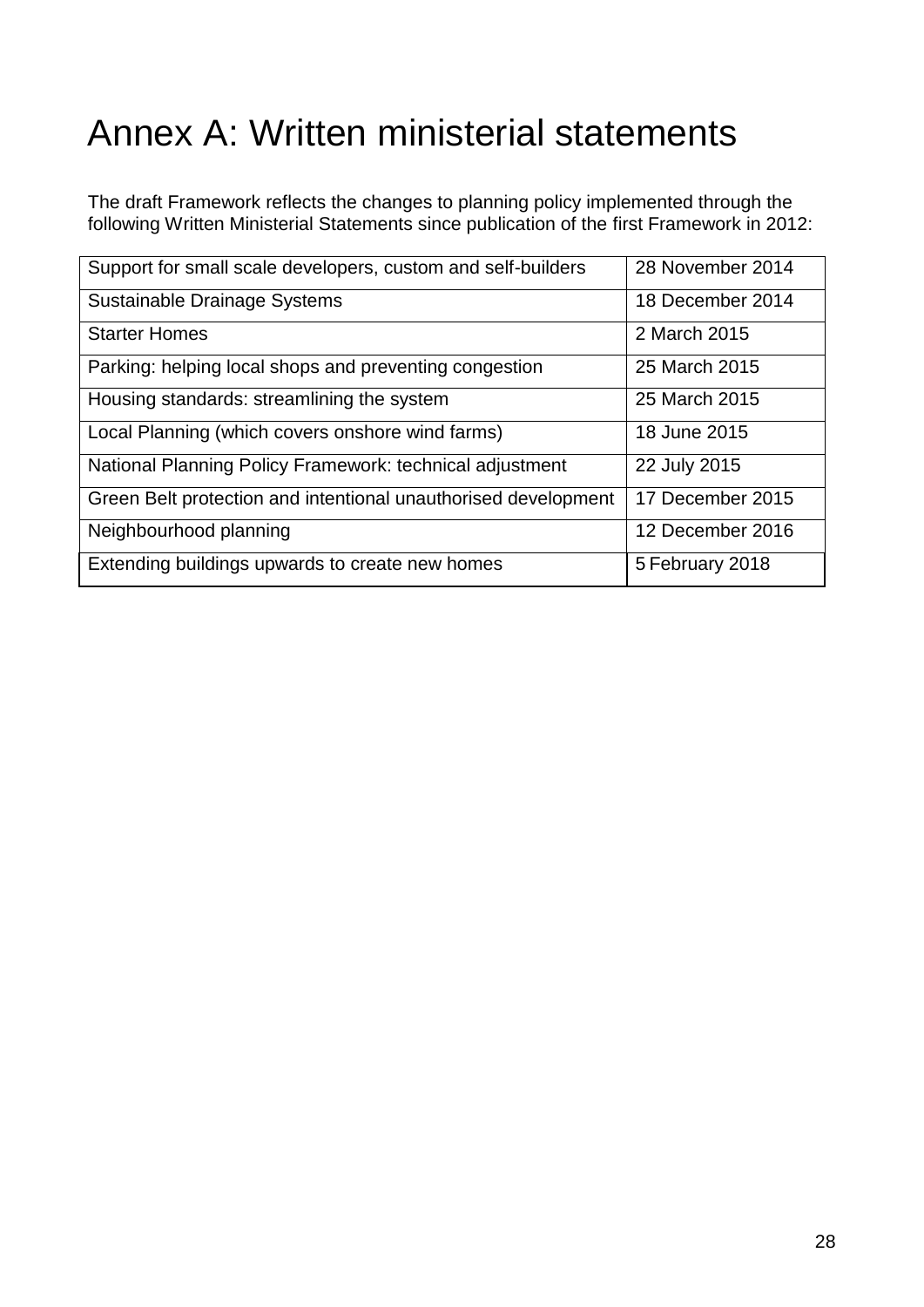# Annex A: Written ministerial statements

The draft Framework reflects the changes to planning policy implemented through the following Written Ministerial Statements since publication of the first Framework in 2012:

| | |
|---|---|
| Support for small scale developers, custom and self-builders | 28 November 2014 |
| Sustainable Drainage Systems | 18 December 2014 |
| Starter Homes | 2 March 2015 |
| Parking: helping local shops and preventing congestion | 25 March 2015 |
| Housing standards: streamlining the system | 25 March 2015 |
| Local Planning (which covers onshore wind farms) | 18 June 2015 |
| National Planning Policy Framework: technical adjustment | 22 July 2015 |
| Green Belt protection and intentional unauthorised development | 17 December 2015 |
| Neighbourhood planning | 12 December 2016 |
| Extending buildings upwards to create new homes | 5 February 2018 |